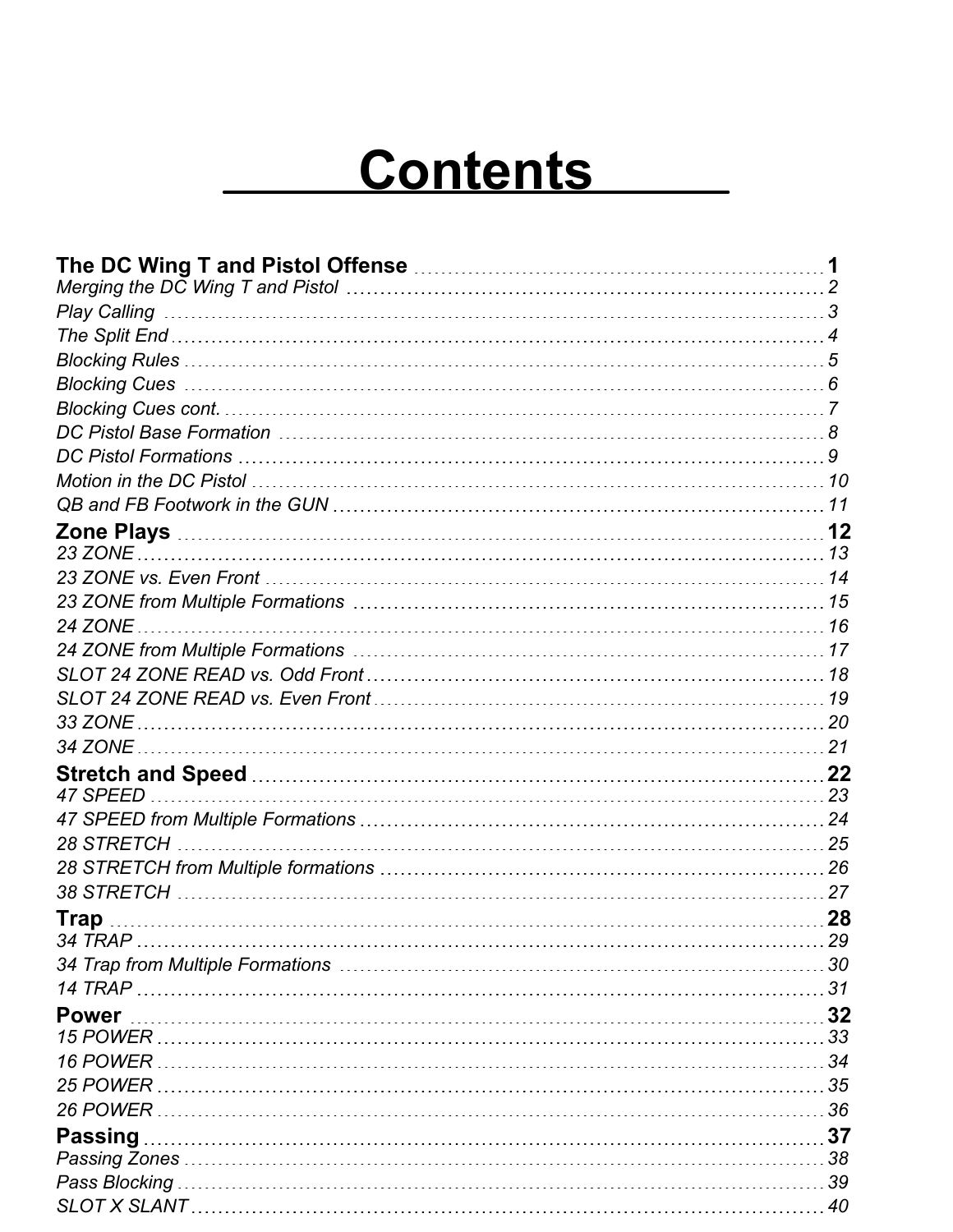# Contents

**The DC Wing T and Pistol Offense** ..... **1**
*Merging the DC Wing T and Pistol* ..... *2*
*Play Calling* ..... *3*
*The Split End* ..... *4*
*Blocking Rules* ..... *5*
*Blocking Cues* ..... *6*
*Blocking Cues cont.* ..... *7*
*DC Pistol Base Formation* ..... *8*
*DC Pistol Formations* ..... *9*
*Motion in the DC Pistol* ..... *10*
*QB and FB Footwork in the GUN* ..... *11*

**Zone Plays** ..... **12**
*23 ZONE* ..... *13*
*23 ZONE vs. Even Front* ..... *14*
*23 ZONE from Multiple Formations* ..... *15*
*24 ZONE* ..... *16*
*24 ZONE from Multiple Formations* ..... *17*
*SLOT 24 ZONE READ vs. Odd Front* ..... *18*
*SLOT 24 ZONE READ vs. Even Front* ..... *19*
*33 ZONE* ..... *20*
*34 ZONE* ..... *21*

**Stretch and Speed** ..... **22**
*47 SPEED* ..... *23*
*47 SPEED from Multiple Formations* ..... *24*
*28 STRETCH* ..... *25*
*28 STRETCH from Multiple formations* ..... *26*
*38 STRETCH* ..... *27*

**Trap** ..... **28**
*34 TRAP* ..... *29*
*34 Trap from Multiple Formations* ..... *30*
*14 TRAP* ..... *31*

**Power** ..... **32**
*15 POWER* ..... *33*
*16 POWER* ..... *34*
*25 POWER* ..... *35*
*26 POWER* ..... *36*

**Passing** ..... **37**
*Passing Zones* ..... *38*
*Pass Blocking* ..... *39*
*SLOT X SLANT* ..... *40*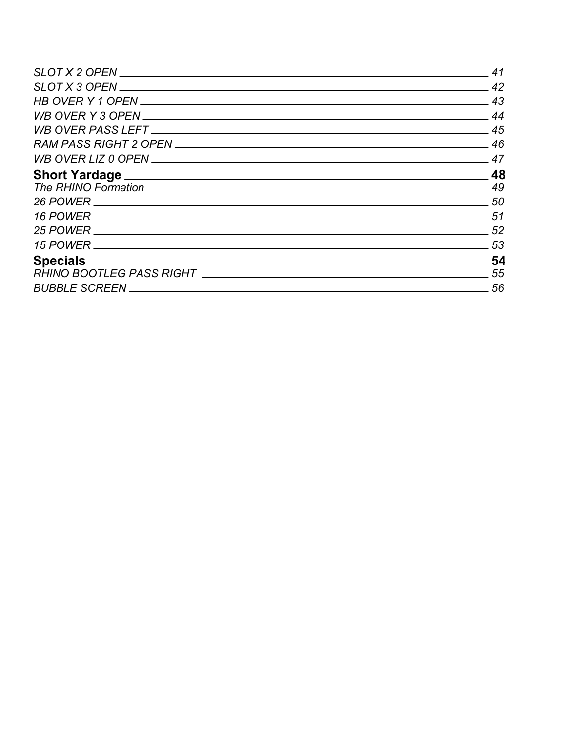*SLOT X 2 OPEN* — 41
*SLOT X 3 OPEN* — 42
*HB OVER Y 1 OPEN* — 43
*WB OVER Y 3 OPEN* — 44
*WB OVER PASS LEFT* — 45
*RAM PASS RIGHT 2 OPEN* — 46
*WB OVER LIZ 0 OPEN* — 47

**Short Yardage** — **48**

*The RHINO Formation* — 49
*26 POWER* — 50
*16 POWER* — 51
*25 POWER* — 52
*15 POWER* — 53

**Specials** — **54**

*RHINO BOOTLEG PASS RIGHT* — 55
*BUBBLE SCREEN* — 56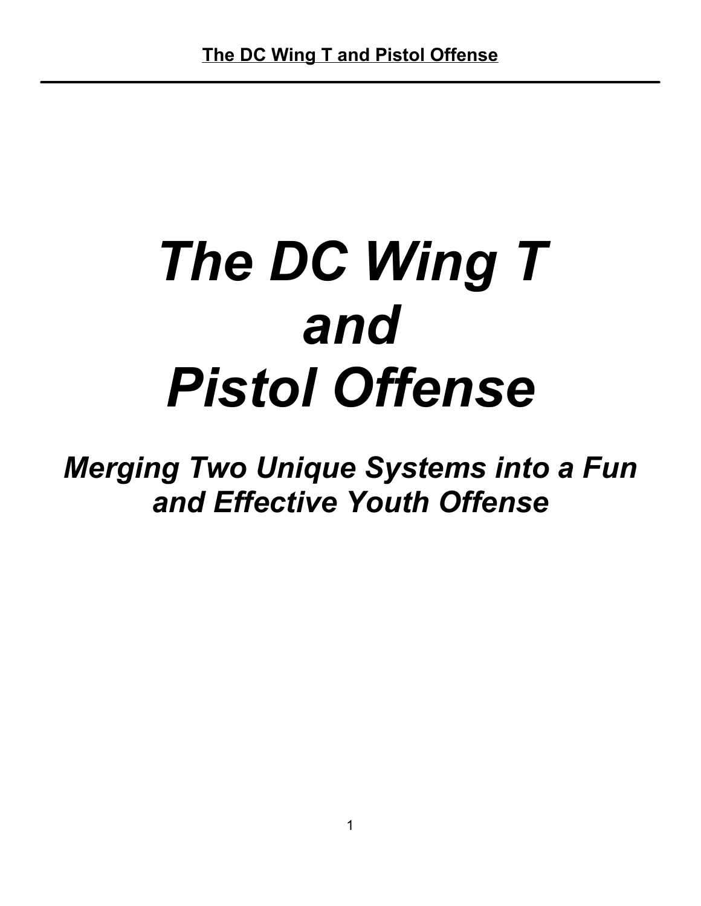# *The DC Wing T and Pistol Offense*

## *Merging Two Unique Systems into a Fun and Effective Youth Offense*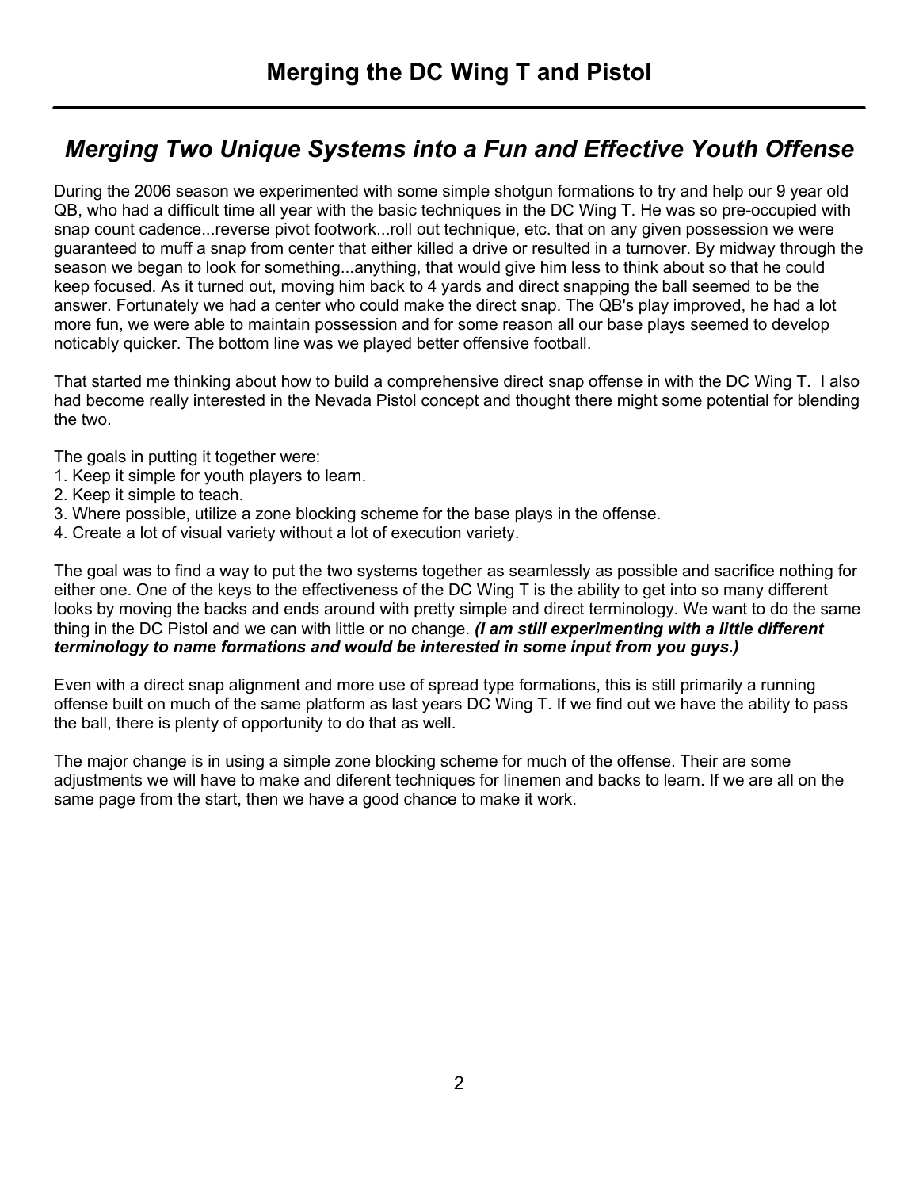# Merging the DC Wing T and Pistol

## *Merging Two Unique Systems into a Fun and Effective Youth Offense*

During the 2006 season we experimented with some simple shotgun formations to try and help our 9 year old QB, who had a difficult time all year with the basic techniques in the DC Wing T. He was so pre-occupied with snap count cadence...reverse pivot footwork...roll out technique, etc. that on any given possession we were guaranteed to muff a snap from center that either killed a drive or resulted in a turnover. By midway through the season we began to look for something...anything, that would give him less to think about so that he could keep focused. As it turned out, moving him back to 4 yards and direct snapping the ball seemed to be the answer. Fortunately we had a center who could make the direct snap. The QB's play improved, he had a lot more fun, we were able to maintain possession and for some reason all our base plays seemed to develop noticably quicker. The bottom line was we played better offensive football.

That started me thinking about how to build a comprehensive direct snap offense in with the DC Wing T. I also had become really interested in the Nevada Pistol concept and thought there might some potential for blending the two.

The goals in putting it together were:
1. Keep it simple for youth players to learn.
2. Keep it simple to teach.
3. Where possible, utilize a zone blocking scheme for the base plays in the offense.
4. Create a lot of visual variety without a lot of execution variety.

The goal was to find a way to put the two systems together as seamlessly as possible and sacrifice nothing for either one. One of the keys to the effectiveness of the DC Wing T is the ability to get into so many different looks by moving the backs and ends around with pretty simple and direct terminology. We want to do the same thing in the DC Pistol and we can with little or no change. ***(I am still experimenting with a little different terminology to name formations and would be interested in some input from you guys.)***

Even with a direct snap alignment and more use of spread type formations, this is still primarily a running offense built on much of the same platform as last years DC Wing T. If we find out we have the ability to pass the ball, there is plenty of opportunity to do that as well.

The major change is in using a simple zone blocking scheme for much of the offense. Their are some adjustments we will have to make and diferent techniques for linemen and backs to learn. If we are all on the same page from the start, then we have a good chance to make it work.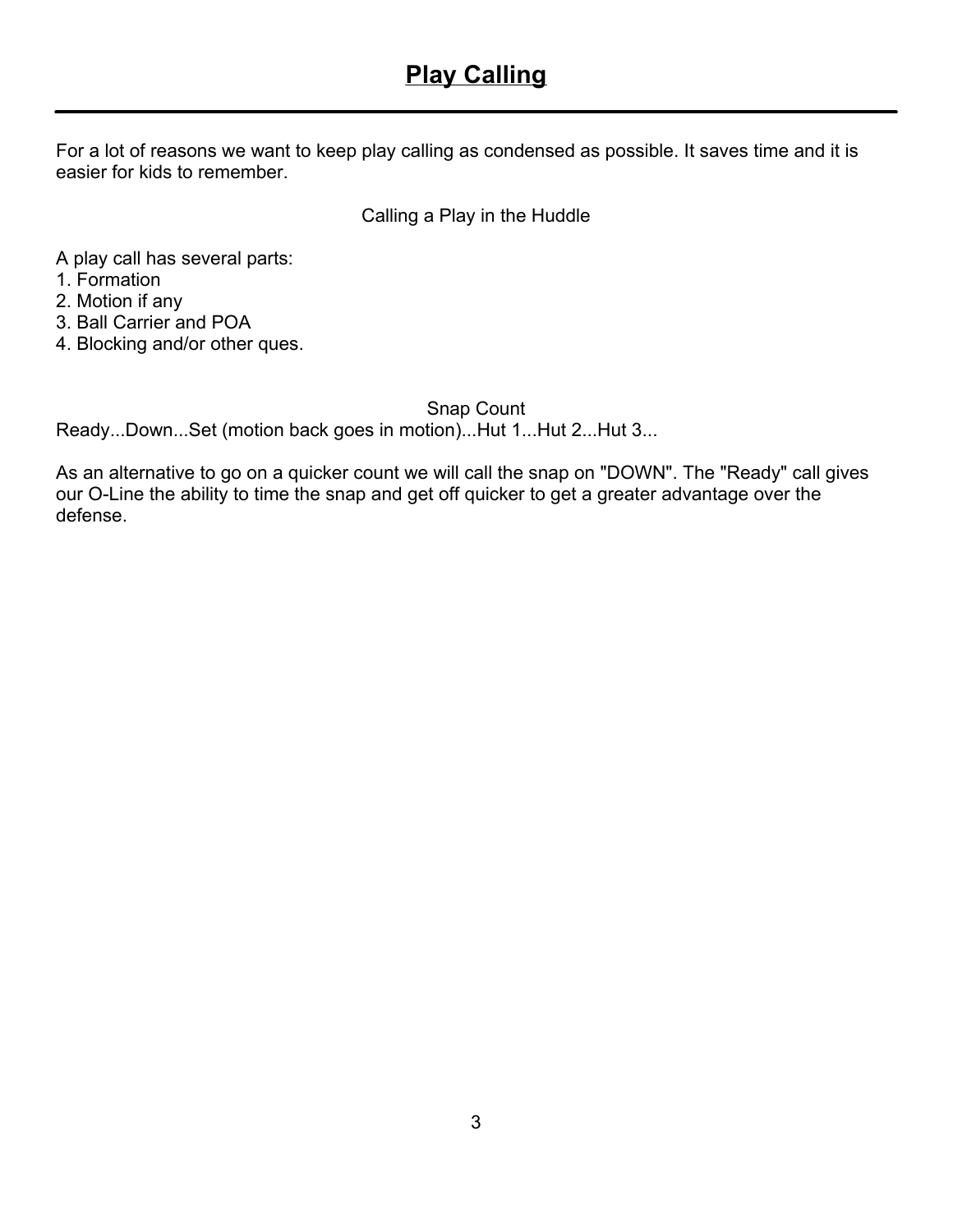# Play Calling

For a lot of reasons we want to keep play calling as condensed as possible. It saves time and it is easier for kids to remember.

Calling a Play in the Huddle

A play call has several parts:
1. Formation
2. Motion if any
3. Ball Carrier and POA
4. Blocking and/or other ques.

Snap Count

Ready...Down...Set (motion back goes in motion)...Hut 1...Hut 2...Hut 3...

As an alternative to go on a quicker count we will call the snap on "DOWN". The "Ready" call gives our O-Line the ability to time the snap and get off quicker to get a greater advantage over the defense.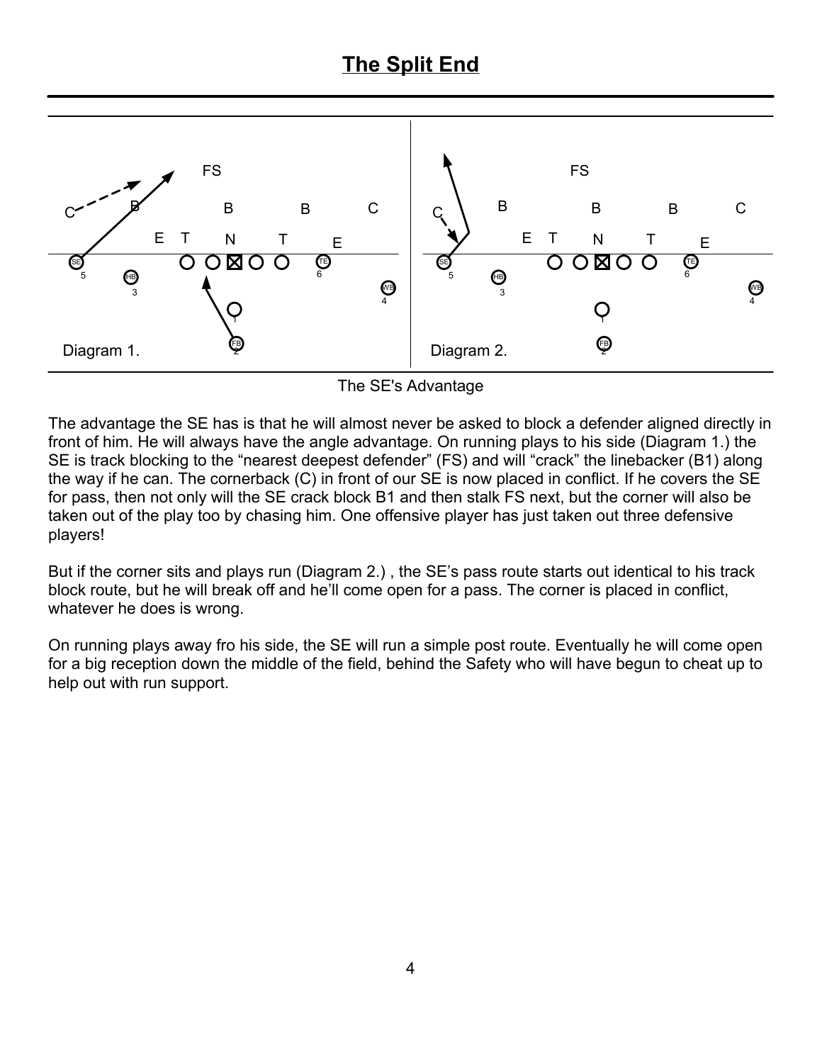# The Split End

The SE's Advantage

The advantage the SE has is that he will almost never be asked to block a defender aligned directly in front of him. He will always have the angle advantage. On running plays to his side (Diagram 1.) the SE is track blocking to the “nearest deepest defender” (FS) and will “crack” the linebacker (B1) along the way if he can. The cornerback (C) in front of our SE is now placed in conflict. If he covers the SE for pass, then not only will the SE crack block B1 and then stalk FS next, but the corner will also be taken out of the play too by chasing him. One offensive player has just taken out three defensive players!

But if the corner sits and plays run (Diagram 2.) , the SE’s pass route starts out identical to his track block route, but he will break off and he’ll come open for a pass. The corner is placed in conflict, whatever he does is wrong.

On running plays away fro his side, the SE will run a simple post route. Eventually he will come open for a big reception down the middle of the field, behind the Safety who will have begun to cheat up to help out with run support.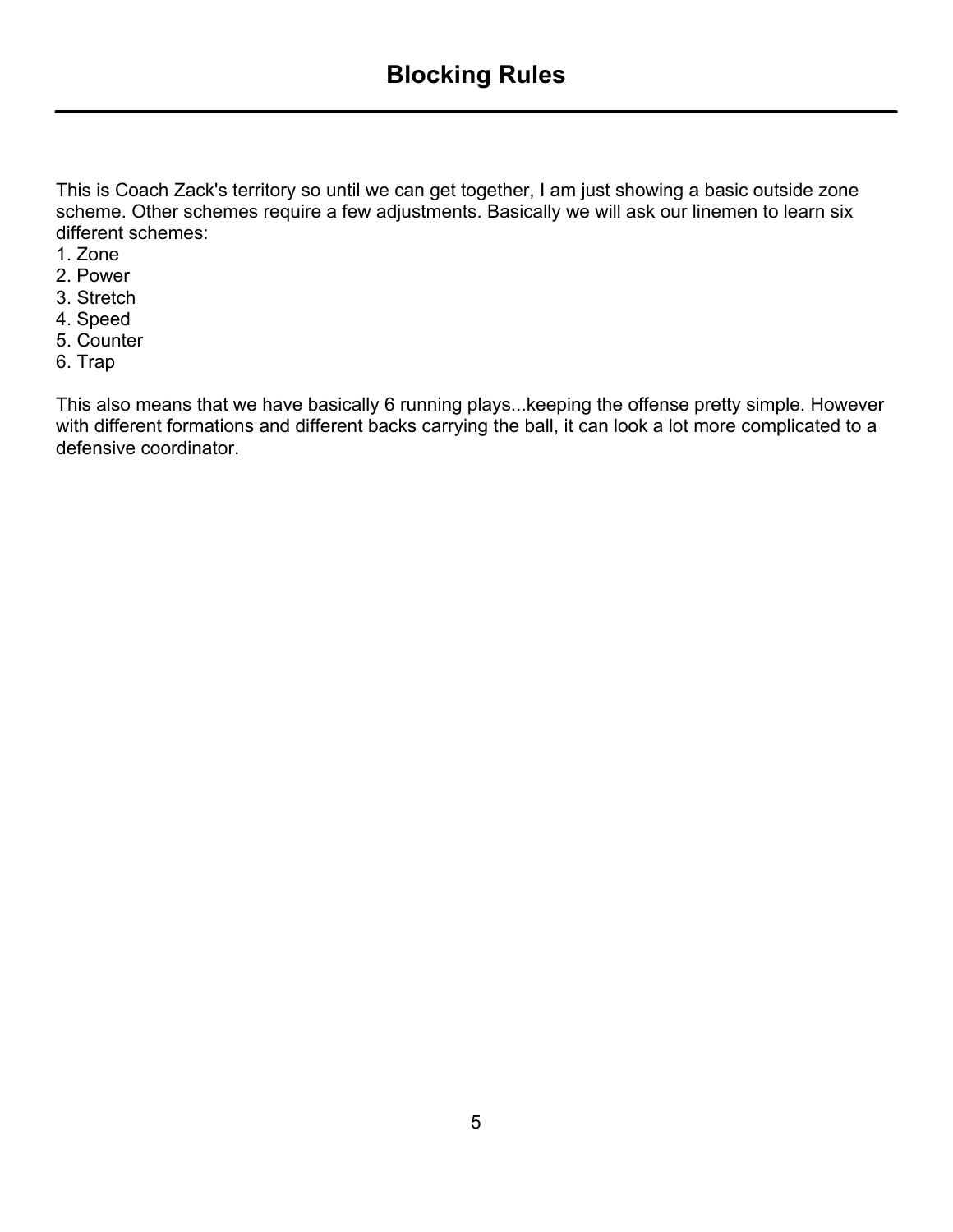# **Blocking Rules**

This is Coach Zack's territory so until we can get together, I am just showing a basic outside zone scheme. Other schemes require a few adjustments. Basically we will ask our linemen to learn six different schemes:

1. Zone
2. Power
3. Stretch
4. Speed
5. Counter
6. Trap

This also means that we have basically 6 running plays...keeping the offense pretty simple. However with different formations and different backs carrying the ball, it can look a lot more complicated to a defensive coordinator.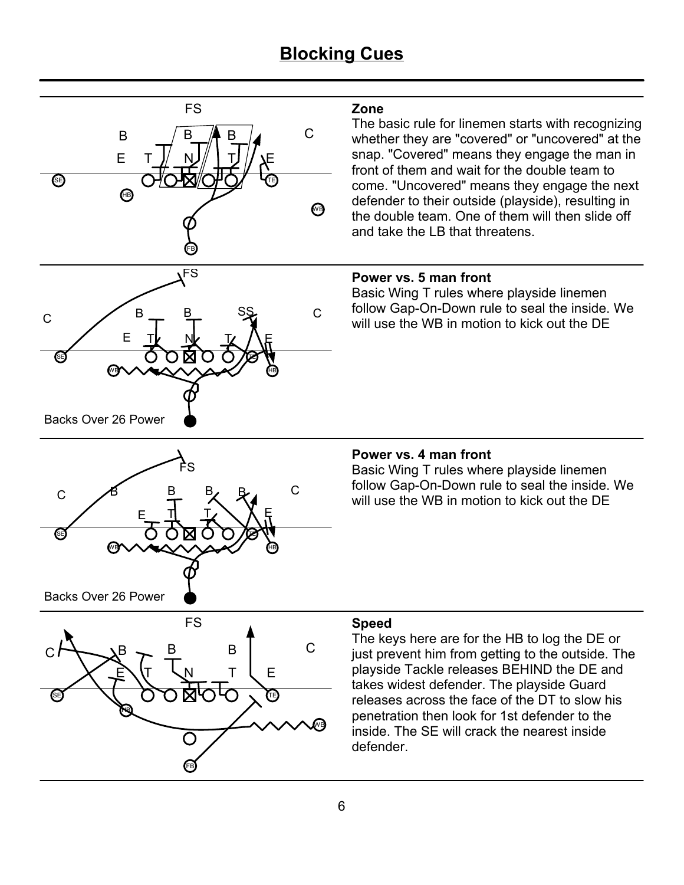# Blocking Cues

**Zone**

The basic rule for linemen starts with recognizing whether they are "covered" or "uncovered" at the snap. "Covered" means they engage the man in front of them and wait for the double team to come. "Uncovered" means they engage the next defender to their outside (playside), resulting in the double team. One of them will then slide off and take the LB that threatens.

Backs Over 26 Power

**Power vs. 5 man front**

Basic Wing T rules where playside linemen follow Gap-On-Down rule to seal the inside. We will use the WB in motion to kick out the DE

Backs Over 26 Power

**Power vs. 4 man front**

Basic Wing T rules where playside linemen follow Gap-On-Down rule to seal the inside. We will use the WB in motion to kick out the DE

**Speed**

The keys here are for the HB to log the DE or just prevent him from getting to the outside. The playside Tackle releases BEHIND the DE and takes widest defender. The playside Guard releases across the face of the DT to slow his penetration then look for 1st defender to the inside. The SE will crack the nearest inside defender.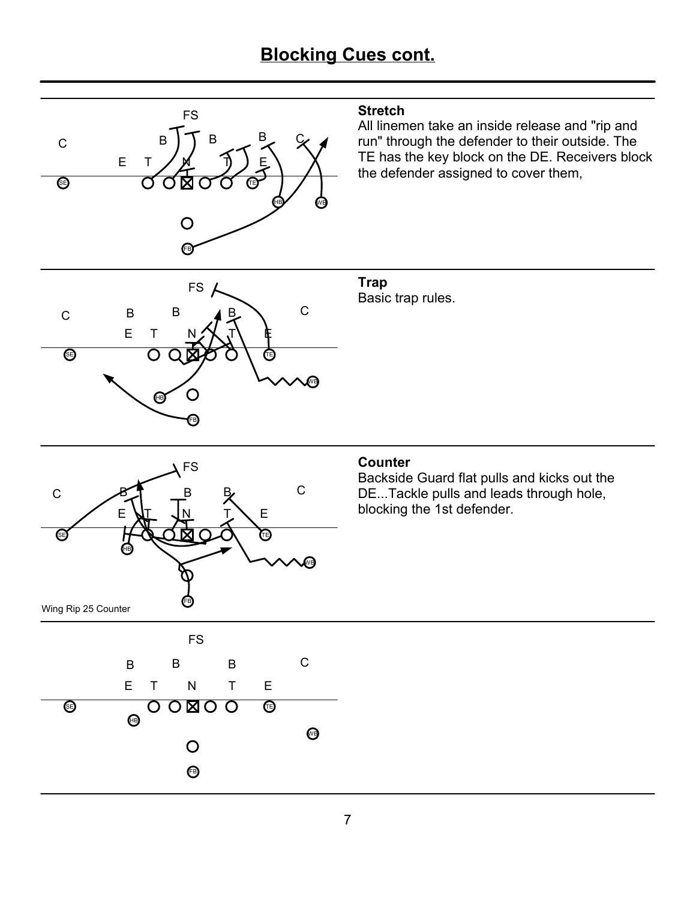# Blocking Cues cont.

**Stretch**
All linemen take an inside release and "rip and run" through the defender to their outside. The TE has the key block on the DE. Receivers block the defender assigned to cover them,

**Trap**
Basic trap rules.

**Counter**
Backside Guard flat pulls and kicks out the DE...Tackle pulls and leads through hole, blocking the 1st defender.

Wing Rip 25 Counter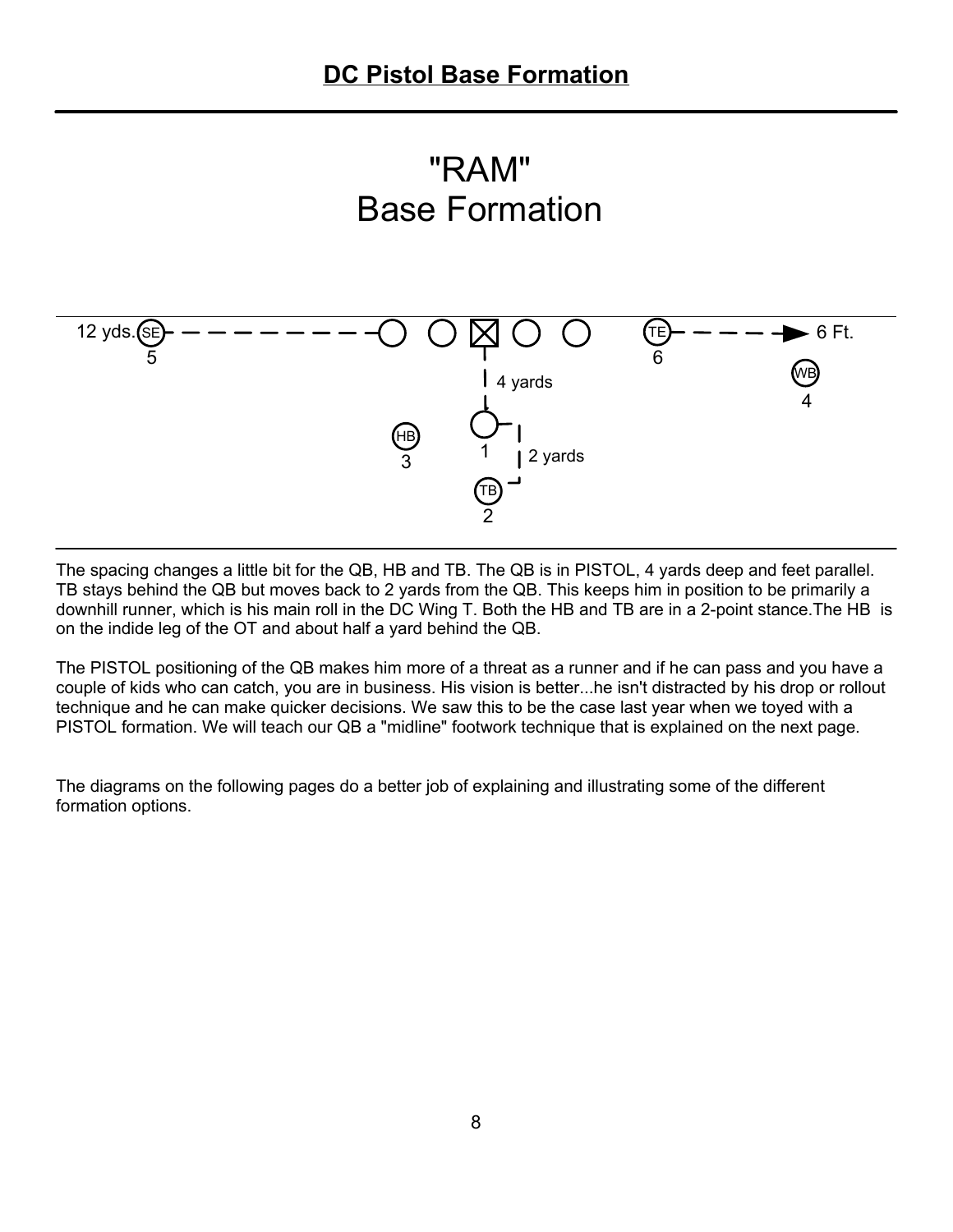# DC Pistol Base Formation

## "RAM"
## Base Formation

12 yds. SE 5 — TE 6 — 6 Ft. — WB 4

4 yards — 1 — 2 yards

HB 3 — TB 2

The spacing changes a little bit for the QB, HB and TB. The QB is in PISTOL, 4 yards deep and feet parallel. TB stays behind the QB but moves back to 2 yards from the QB. This keeps him in position to be primarily a downhill runner, which is his main roll in the DC Wing T. Both the HB and TB are in a 2-point stance.The HB is on the indide leg of the OT and about half a yard behind the QB.

The PISTOL positioning of the QB makes him more of a threat as a runner and if he can pass and you have a couple of kids who can catch, you are in business. His vision is better...he isn't distracted by his drop or rollout technique and he can make quicker decisions. We saw this to be the case last year when we toyed with a PISTOL formation. We will teach our QB a "midline" footwork technique that is explained on the next page.

The diagrams on the following pages do a better job of explaining and illustrating some of the different formation options.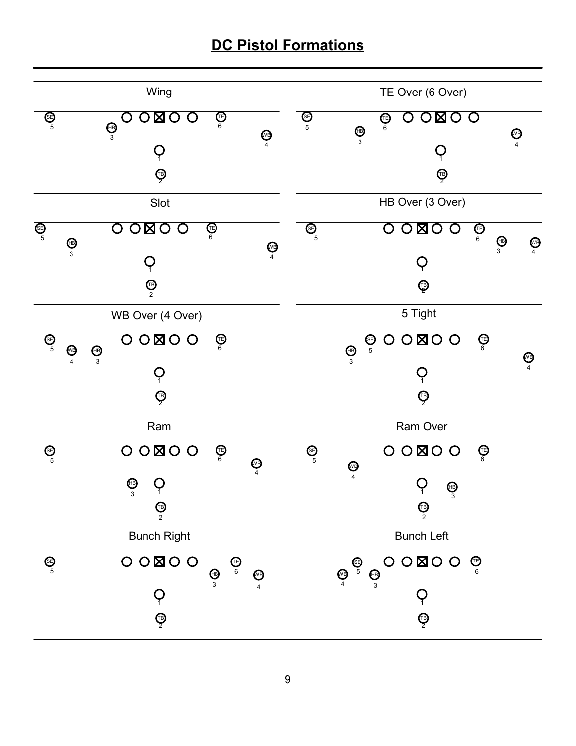# DC Pistol Formations

## Wing

SE 5, HB 3, TE 6, WB 4, 1, TB 2

## TE Over (6 Over)

SE 5, TE 6, HB 3, WB 4, 1, TB 2

## Slot

SE 5, HB 3, TE 6, WB 4, 1, TB 2

## HB Over (3 Over)

SE 5, TE 6, HB 3, WB 4, 1, TB 2

## WB Over (4 Over)

SE 5, WB 4, HB 3, TE 6, 1, TB 2

## 5 Tight

SE 5, HB 3, TE 6, WB 4, 1, TB 2

## Ram

SE 5, TE 6, WB 4, HB 3, 1, TB 2

## Ram Over

SE 5, TE 6, WB 4, 1, HB 3, TB 2

## Bunch Right

SE 5, TE 6, HB 3, WB 4, 1, TB 2

## Bunch Left

SE 5, TE 6, WB 4, HB 3, 1, TB 2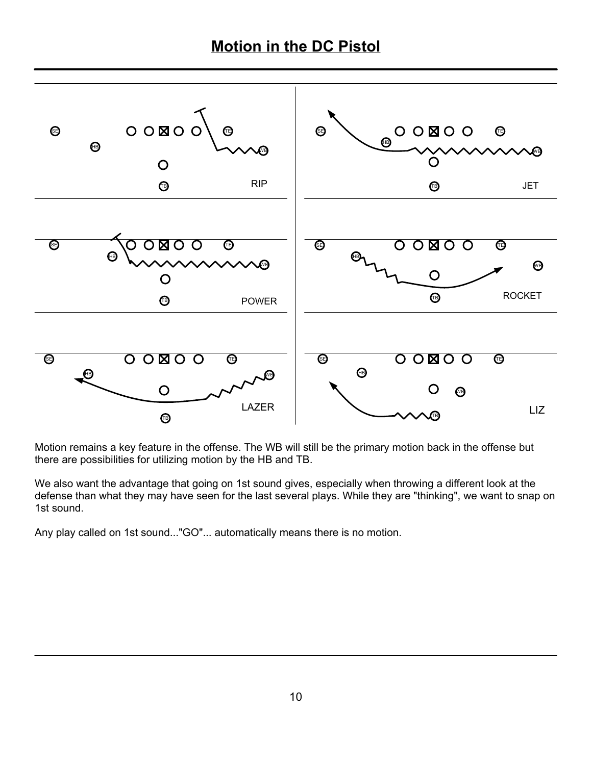# Motion in the DC Pistol

RIP

JET

POWER

ROCKET

LAZER

LIZ

Motion remains a key feature in the offense. The WB will still be the primary motion back in the offense but there are possibilities for utilizing motion by the HB and TB.

We also want the advantage that going on 1st sound gives, especially when throwing a different look at the defense than what they may have seen for the last several plays. While they are "thinking", we want to snap on 1st sound.

Any play called on 1st sound..."GO"... automatically means there is no motion.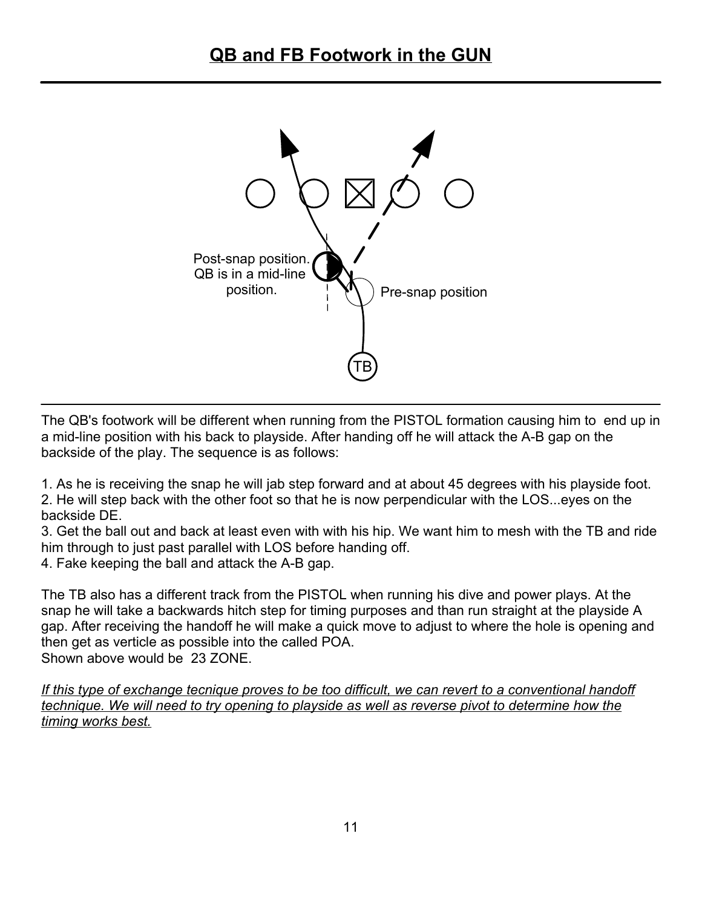# QB and FB Footwork in the GUN

Post-snap position. QB is in a mid-line position.

Pre-snap position

TB

The QB's footwork will be different when running from the PISTOL formation causing him to end up in a mid-line position with his back to playside. After handing off he will attack the A-B gap on the backside of the play. The sequence is as follows:

1. As he is receiving the snap he will jab step forward and at about 45 degrees with his playside foot.
2. He will step back with the other foot so that he is now perpendicular with the LOS...eyes on the backside DE.
3. Get the ball out and back at least even with with his hip. We want him to mesh with the TB and ride him through to just past parallel with LOS before handing off.
4. Fake keeping the ball and attack the A-B gap.

The TB also has a different track from the PISTOL when running his dive and power plays. At the snap he will take a backwards hitch step for timing purposes and than run straight at the playside A gap. After receiving the handoff he will make a quick move to adjust to where the hole is opening and then get as verticle as possible into the called POA.
Shown above would be 23 ZONE.

*If this type of exchange tecnique proves to be too difficult, we can revert to a conventional handoff technique. We will need to try opening to playside as well as reverse pivot to determine how the timing works best.*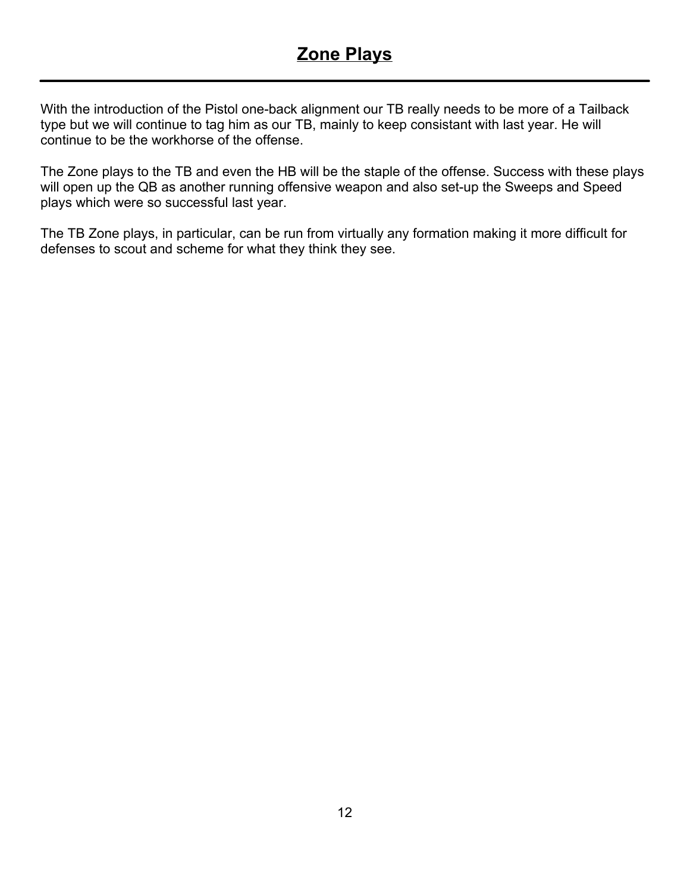# Zone Plays

With the introduction of the Pistol one-back alignment our TB really needs to be more of a Tailback type but we will continue to tag him as our TB, mainly to keep consistant with last year. He will continue to be the workhorse of the offense.

The Zone plays to the TB and even the HB will be the staple of the offense. Success with these plays will open up the QB as another running offensive weapon and also set-up the Sweeps and Speed plays which were so successful last year.

The TB Zone plays, in particular, can be run from virtually any formation making it more difficult for defenses to scout and scheme for what they think they see.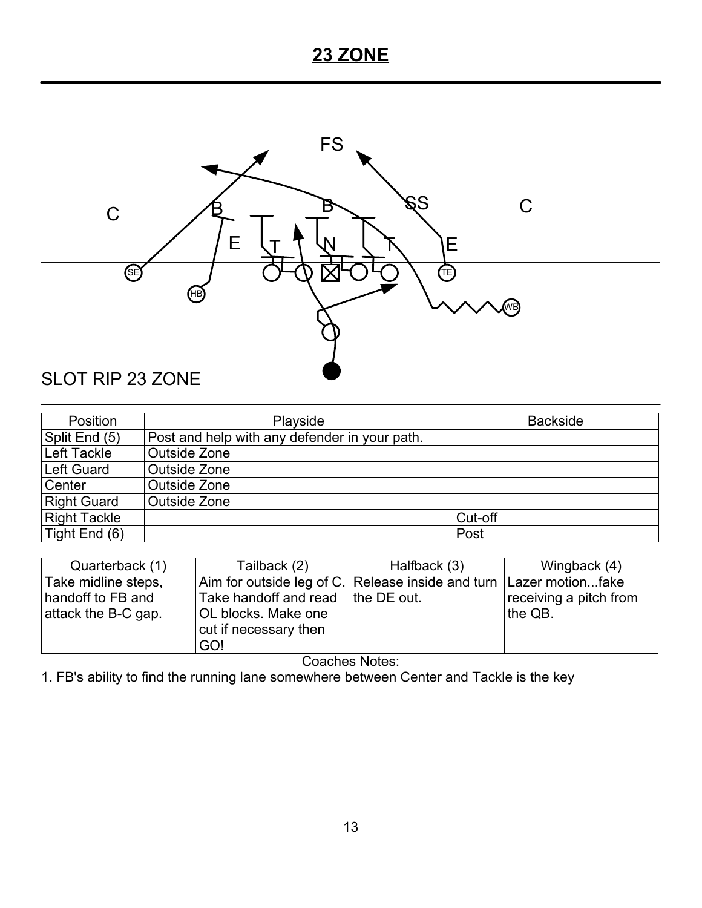# 23 ZONE

SLOT RIP 23 ZONE

| Position | Playside | Backside |
|---|---|---|
| Split End (5) | Post and help with any defender in your path. | |
| Left Tackle | Outside Zone | |
| Left Guard | Outside Zone | |
| Center | Outside Zone | |
| Right Guard | Outside Zone | |
| Right Tackle | | Cut-off |
| Tight End (6) | | Post |

| Quarterback (1) | Tailback (2) | Halfback (3) | Wingback (4) |
|---|---|---|---|
| Take midline steps, handoff to FB and attack the B-C gap. | Aim for outside leg of C. Take handoff and read OL blocks. Make one cut if necessary then GO! | Release inside and turn the DE out. | Lazer motion...fake receiving a pitch from the QB. |

Coaches Notes:

1. FB's ability to find the running lane somewhere between Center and Tackle is the key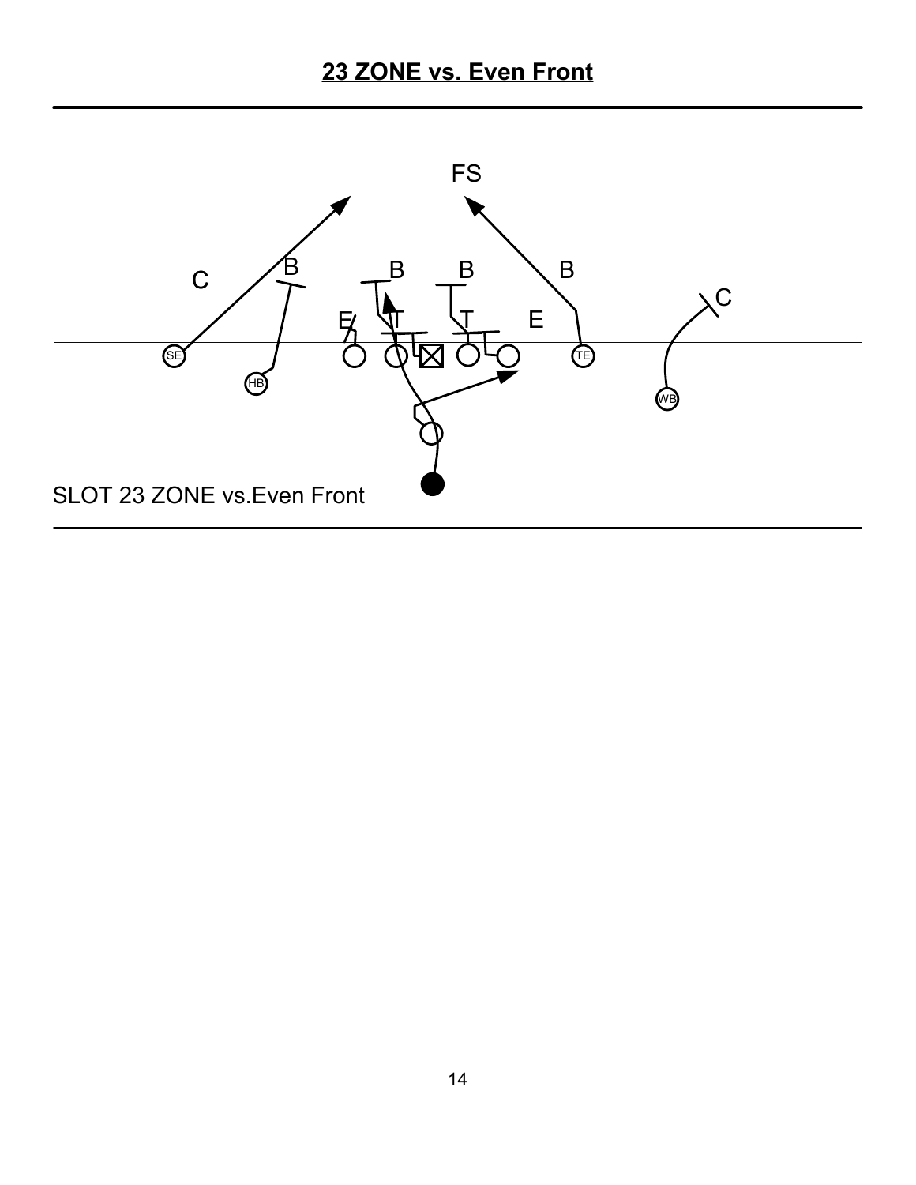# 23 ZONE vs. Even Front

SLOT 23 ZONE vs.Even Front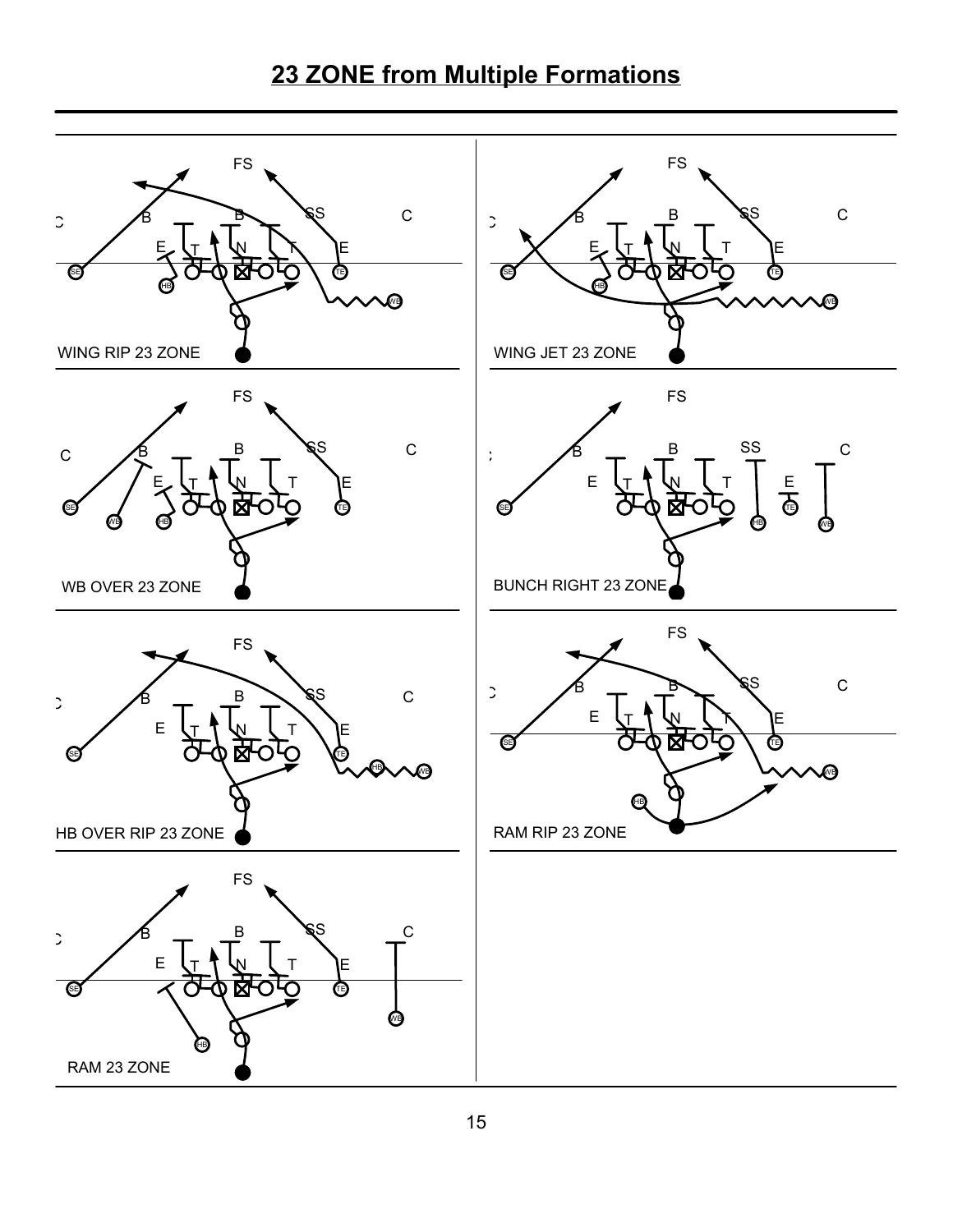# 23 ZONE from Multiple Formations

WING RIP 23 ZONE

WING JET 23 ZONE

WB OVER 23 ZONE

BUNCH RIGHT 23 ZONE

HB OVER RIP 23 ZONE

RAM RIP 23 ZONE

RAM 23 ZONE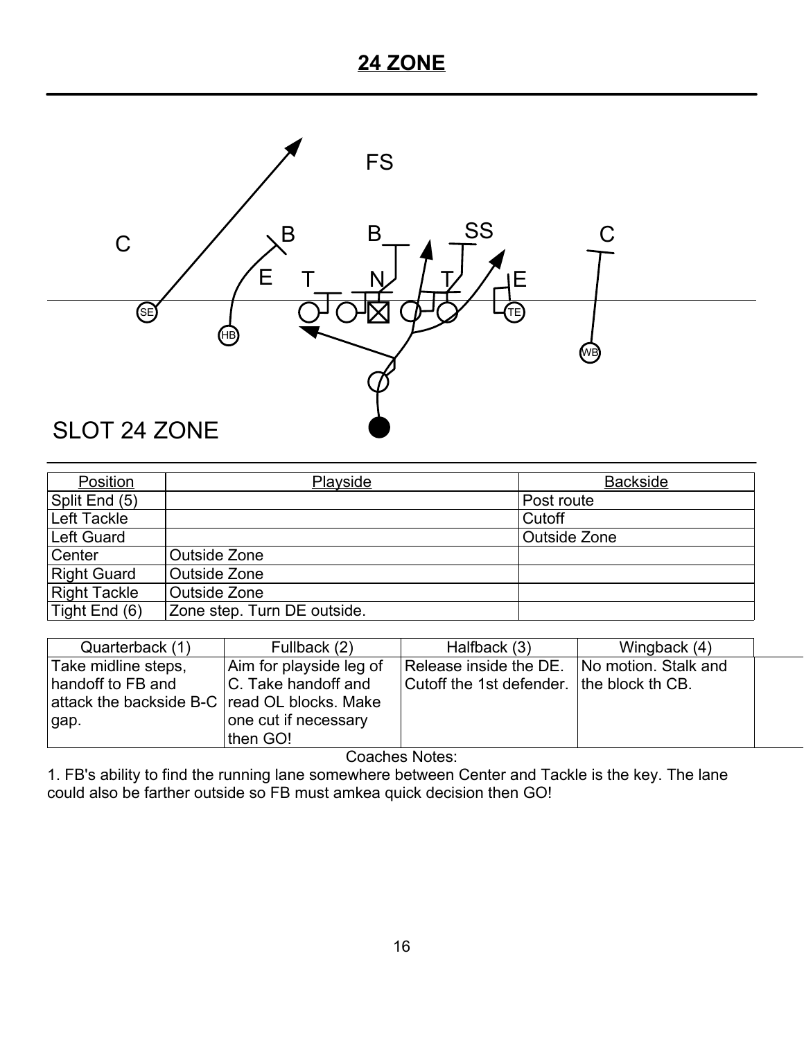# 24 ZONE

SLOT 24 ZONE

| Position | Playside | Backside |
|---|---|---|
| Split End (5) | | Post route |
| Left Tackle | | Cutoff |
| Left Guard | | Outside Zone |
| Center | Outside Zone | |
| Right Guard | Outside Zone | |
| Right Tackle | Outside Zone | |
| Tight End (6) | Zone step. Turn DE outside. | |

| Quarterback (1) | Fullback (2) | Halfback (3) | Wingback (4) | |
|---|---|---|---|---|
| Take midline steps, handoff to FB and attack the backside B-C gap. | Aim for playside leg of C. Take handoff and read OL blocks. Make one cut if necessary then GO! | Release inside the DE. Cutoff the 1st defender. | No motion. Stalk and the block th CB. | |

Coaches Notes:

1. FB's ability to find the running lane somewhere between Center and Tackle is the key. The lane could also be farther outside so FB must amkea quick decision then GO!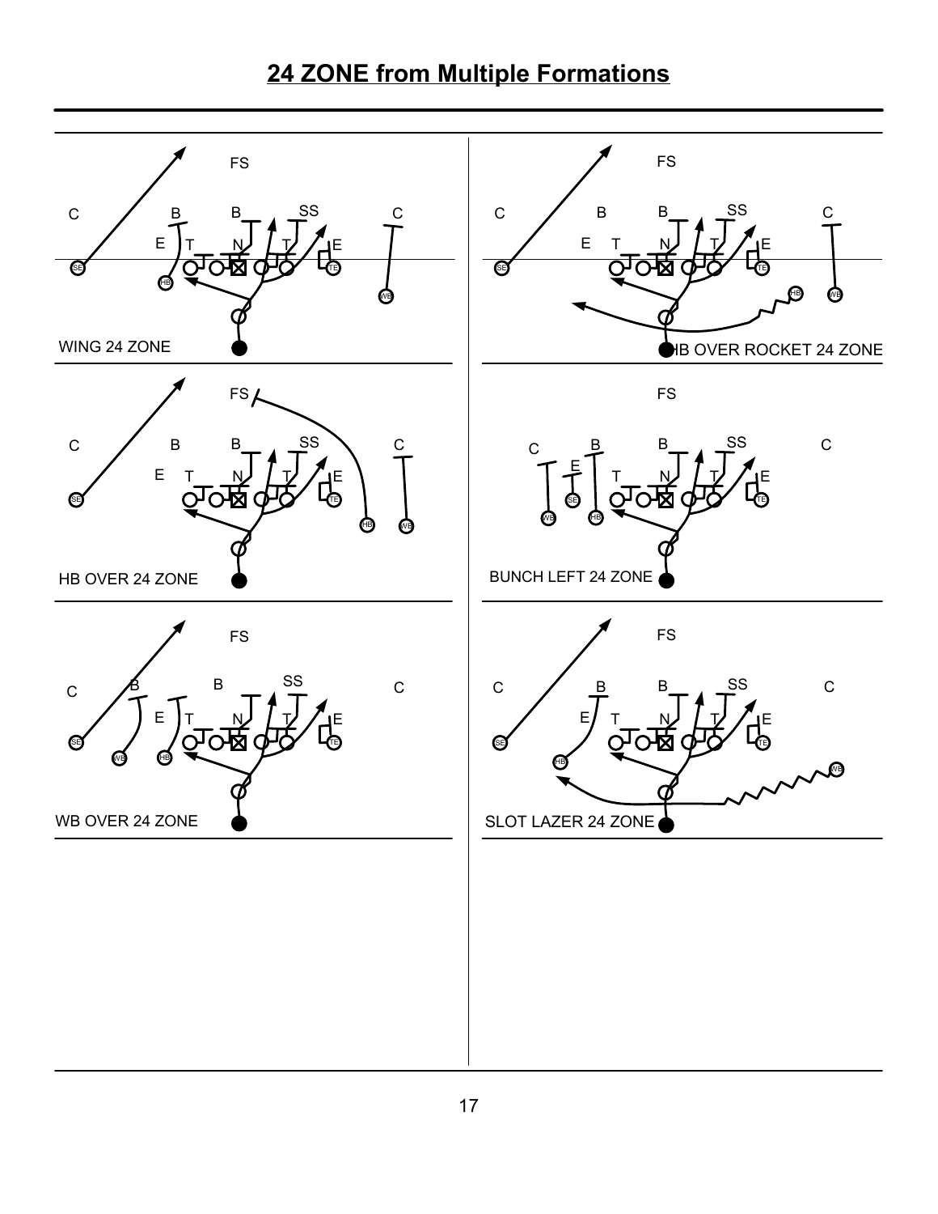# 24 ZONE from Multiple Formations

WING 24 ZONE

HB OVER ROCKET 24 ZONE

HB OVER 24 ZONE

BUNCH LEFT 24 ZONE

WB OVER 24 ZONE

SLOT LAZER 24 ZONE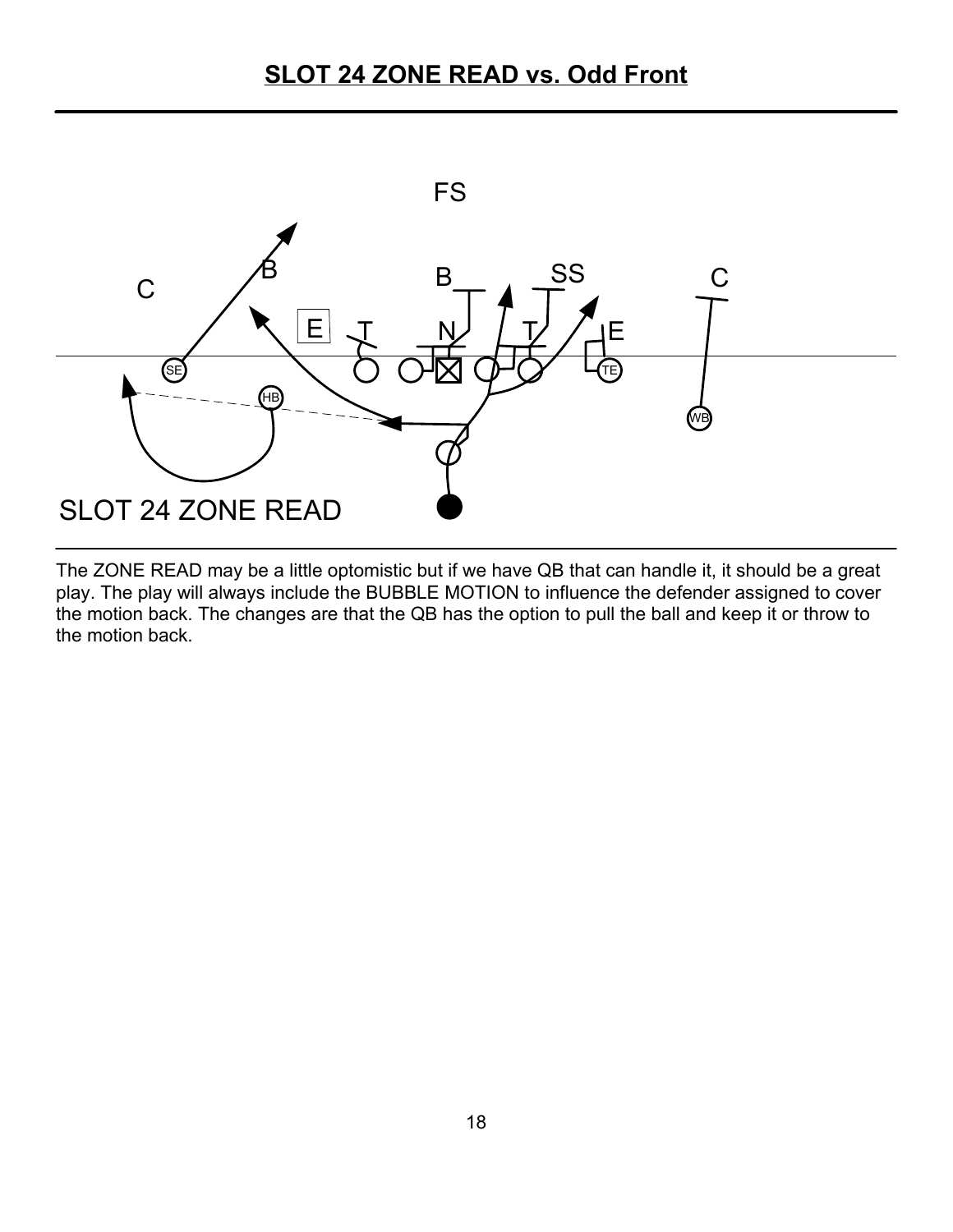# SLOT 24 ZONE READ vs. Odd Front

FS

B B SS C

C E T N T E

SE HB TE WB

SLOT 24 ZONE READ

The ZONE READ may be a little optomistic but if we have QB that can handle it, it should be a great play. The play will always include the BUBBLE MOTION to influence the defender assigned to cover the motion back. The changes are that the QB has the option to pull the ball and keep it or throw to the motion back.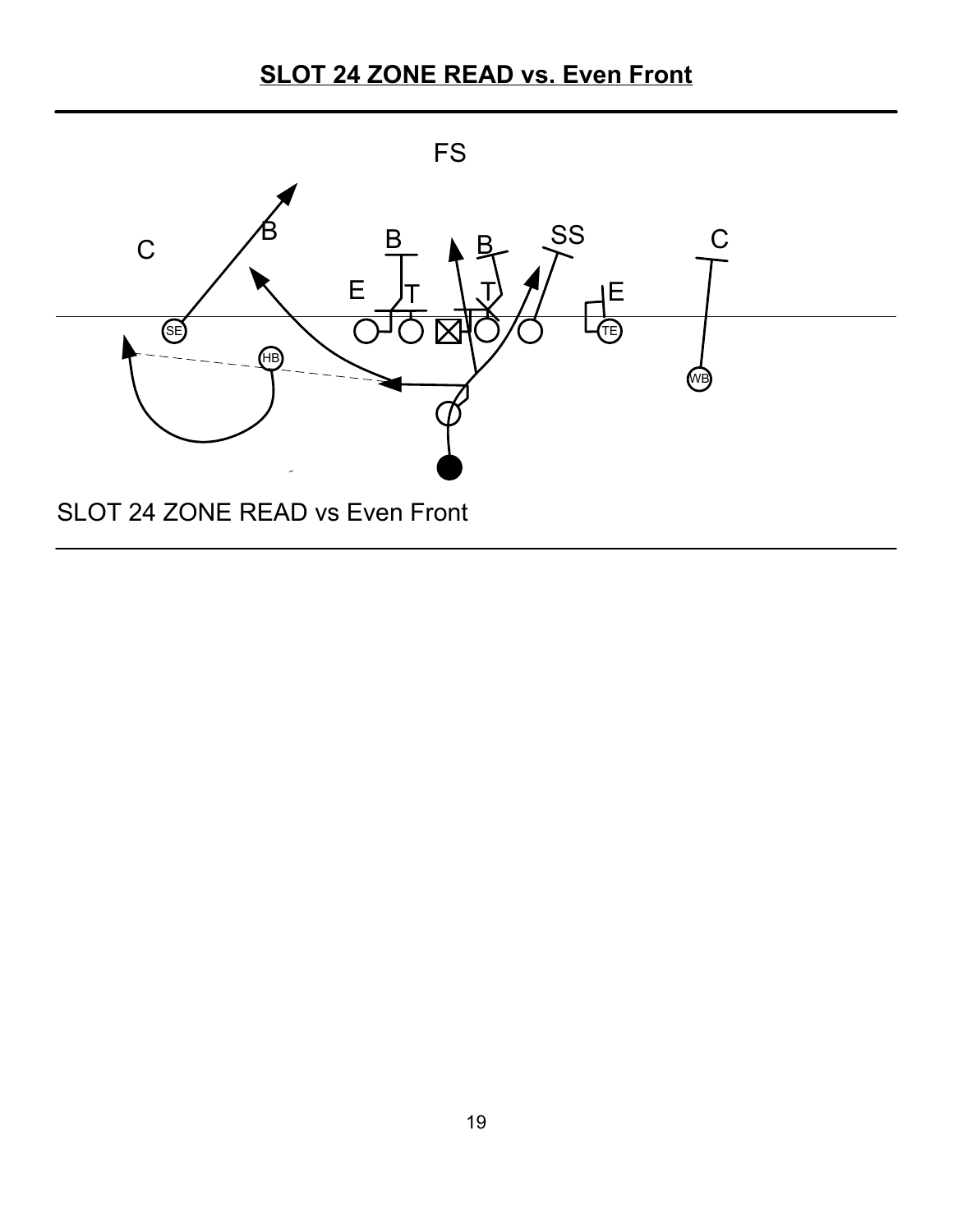# SLOT 24 ZONE READ vs. Even Front

SLOT 24 ZONE READ vs Even Front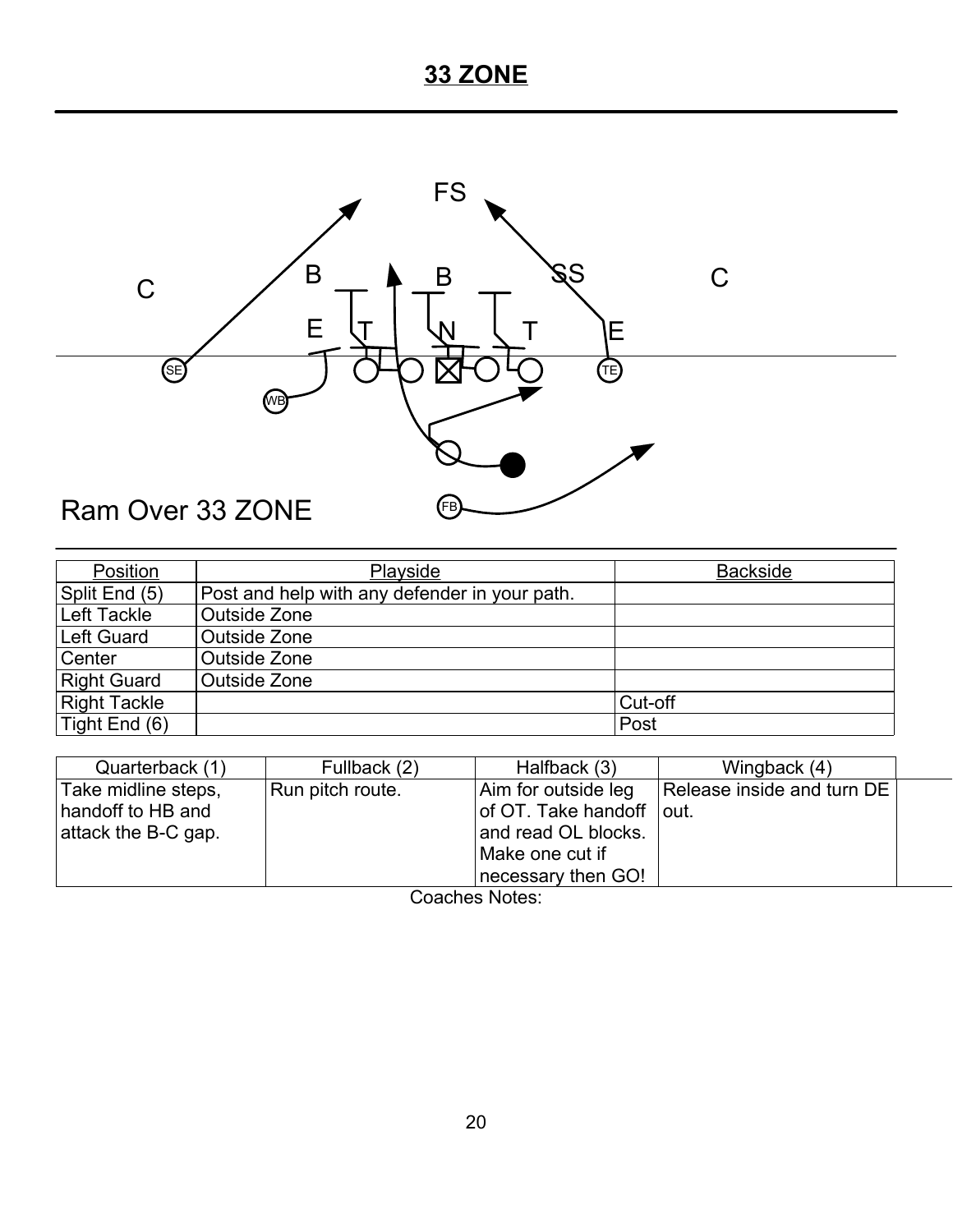# 33 ZONE

Ram Over 33 ZONE

| Position | Playside | Backside |
|---|---|---|
| Split End (5) | Post and help with any defender in your path. | |
| Left Tackle | Outside Zone | |
| Left Guard | Outside Zone | |
| Center | Outside Zone | |
| Right Guard | Outside Zone | |
| Right Tackle | | Cut-off |
| Tight End (6) | | Post |

| Quarterback (1) | Fullback (2) | Halfback (3) | Wingback (4) | |
|---|---|---|---|---|
| Take midline steps, handoff to HB and attack the B-C gap. | Run pitch route. | Aim for outside leg of OT. Take handoff and read OL blocks. Make one cut if necessary then GO! | Release inside and turn DE out. | |

Coaches Notes: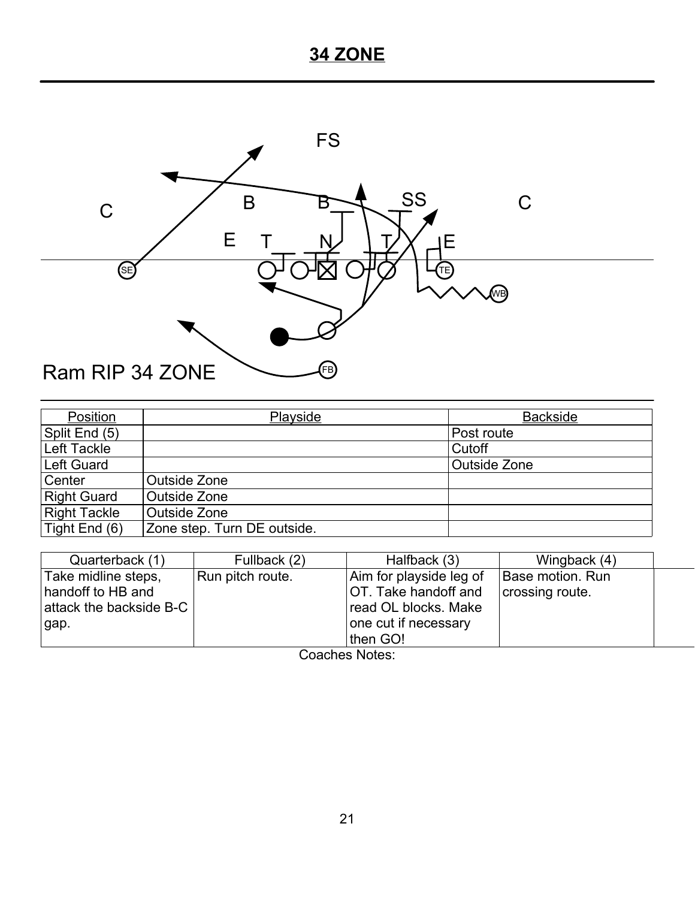# 34 ZONE

Ram RIP 34 ZONE

| Position | Playside | Backside |
|---|---|---|
| Split End (5) | | Post route |
| Left Tackle | | Cutoff |
| Left Guard | | Outside Zone |
| Center | Outside Zone | |
| Right Guard | Outside Zone | |
| Right Tackle | Outside Zone | |
| Tight End (6) | Zone step. Turn DE outside. | |

| Quarterback (1) | Fullback (2) | Halfback (3) | Wingback (4) | |
|---|---|---|---|---|
| Take midline steps, handoff to HB and attack the backside B-C gap. | Run pitch route. | Aim for playside leg of OT. Take handoff and read OL blocks. Make one cut if necessary then GO! | Base motion. Run crossing route. | |

Coaches Notes: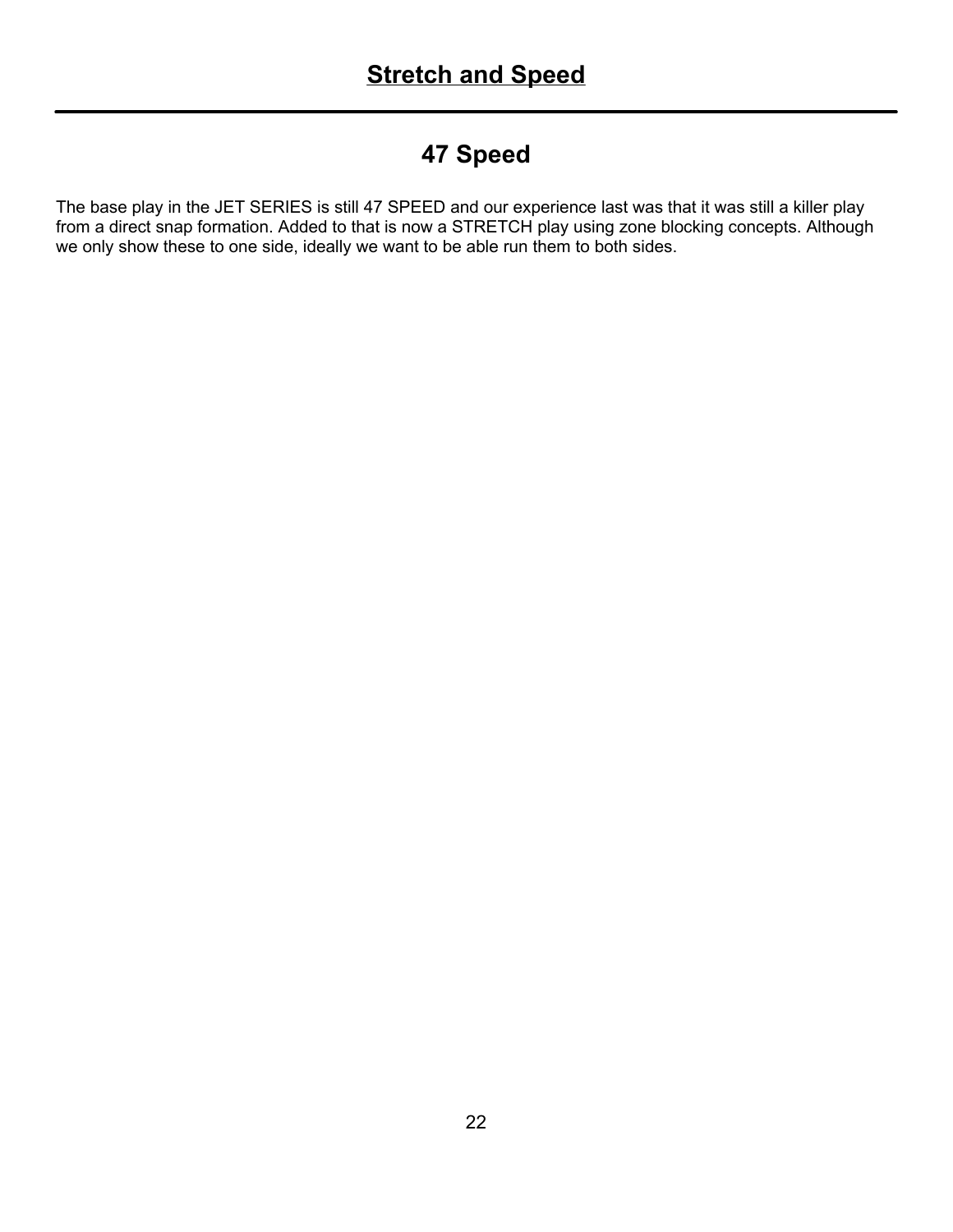# Stretch and Speed

## 47 Speed

The base play in the JET SERIES is still 47 SPEED and our experience last was that it was still a killer play from a direct snap formation. Added to that is now a STRETCH play using zone blocking concepts. Although we only show these to one side, ideally we want to be able run them to both sides.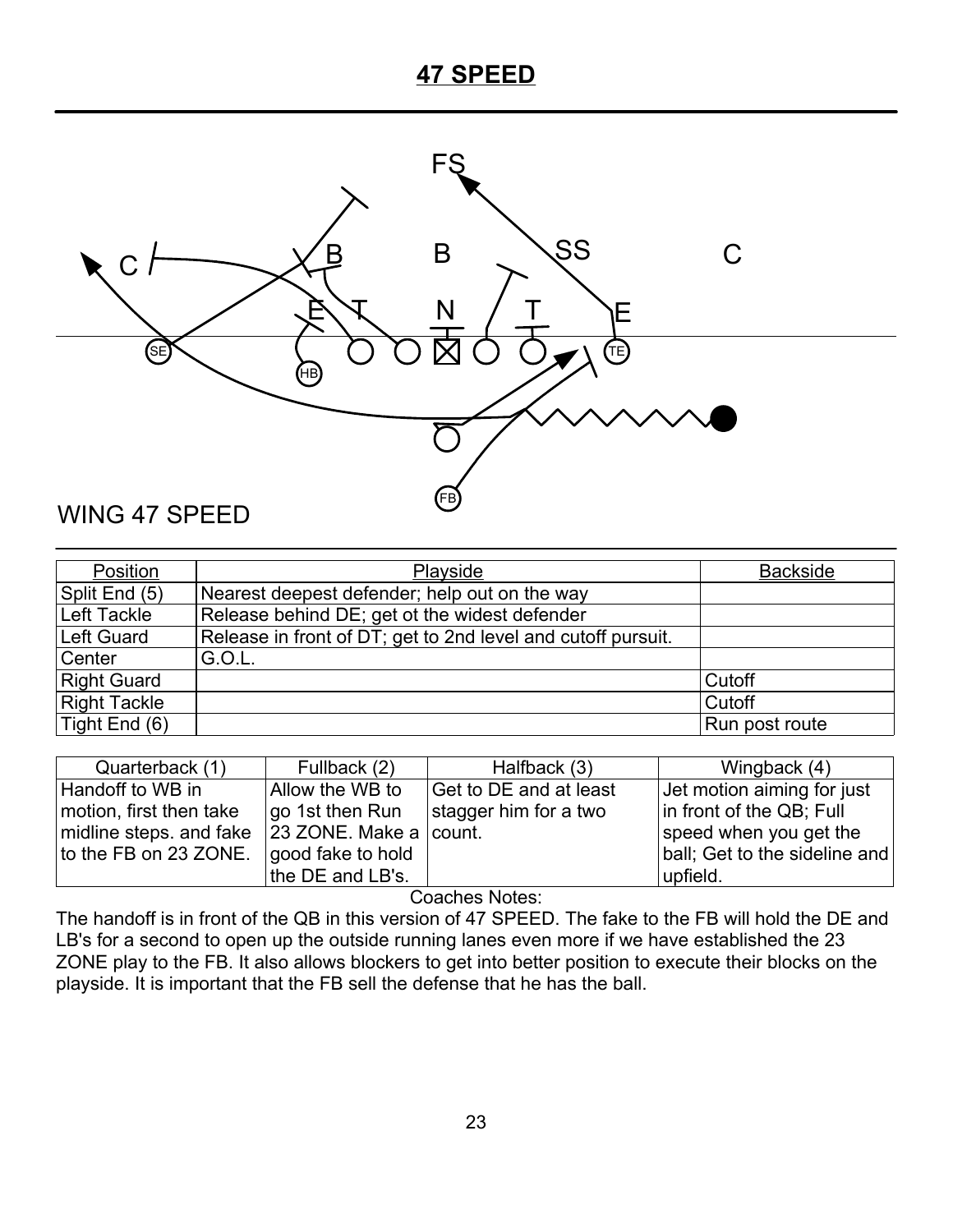# 47 SPEED

WING 47 SPEED

| Position | Playside | Backside |
|---|---|---|
| Split End (5) | Nearest deepest defender; help out on the way | |
| Left Tackle | Release behind DE; get ot the widest defender | |
| Left Guard | Release in front of DT; get to 2nd level and cutoff pursuit. | |
| Center | G.O.L. | |
| Right Guard | | Cutoff |
| Right Tackle | | Cutoff |
| Tight End (6) | | Run post route |

| Quarterback (1) | Fullback (2) | Halfback (3) | Wingback (4) |
|---|---|---|---|
| Handoff to WB in motion, first then take midline steps. and fake to the FB on 23 ZONE. | Allow the WB to go 1st then Run 23 ZONE. Make a good fake to hold the DE and LB's. | Get to DE and at least stagger him for a two count. | Jet motion aiming for just in front of the QB; Full speed when you get the ball; Get to the sideline and upfield. |

Coaches Notes:

The handoff is in front of the QB in this version of 47 SPEED. The fake to the FB will hold the DE and LB's for a second to open up the outside running lanes even more if we have established the 23 ZONE play to the FB. It also allows blockers to get into better position to execute their blocks on the playside. It is important that the FB sell the defense that he has the ball.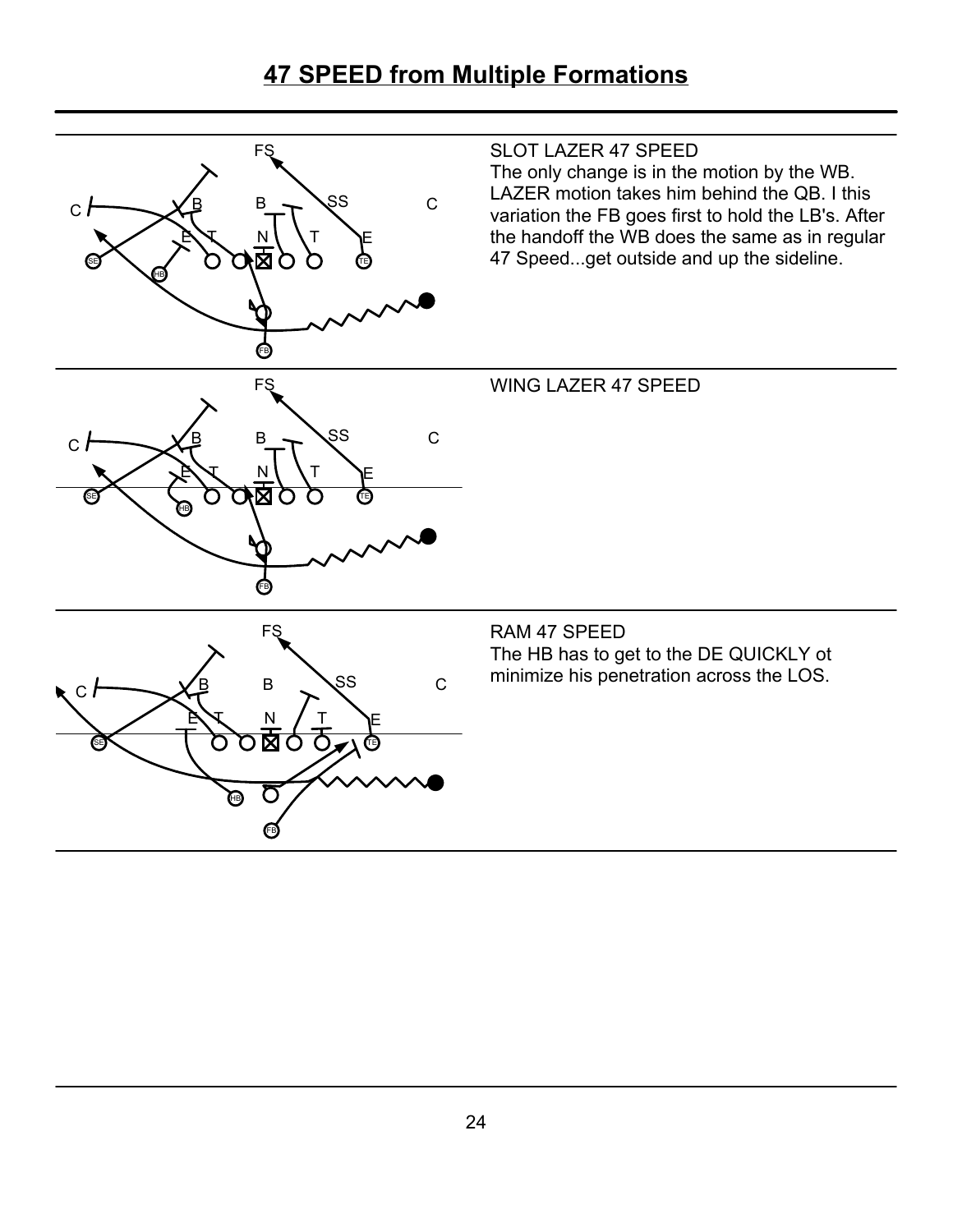# 47 SPEED from Multiple Formations

SLOT LAZER 47 SPEED
The only change is in the motion by the WB. LAZER motion takes him behind the QB. I this variation the FB goes first to hold the LB's. After the handoff the WB does the same as in regular 47 Speed...get outside and up the sideline.

WING LAZER 47 SPEED

RAM 47 SPEED
The HB has to get to the DE QUICKLY ot minimize his penetration across the LOS.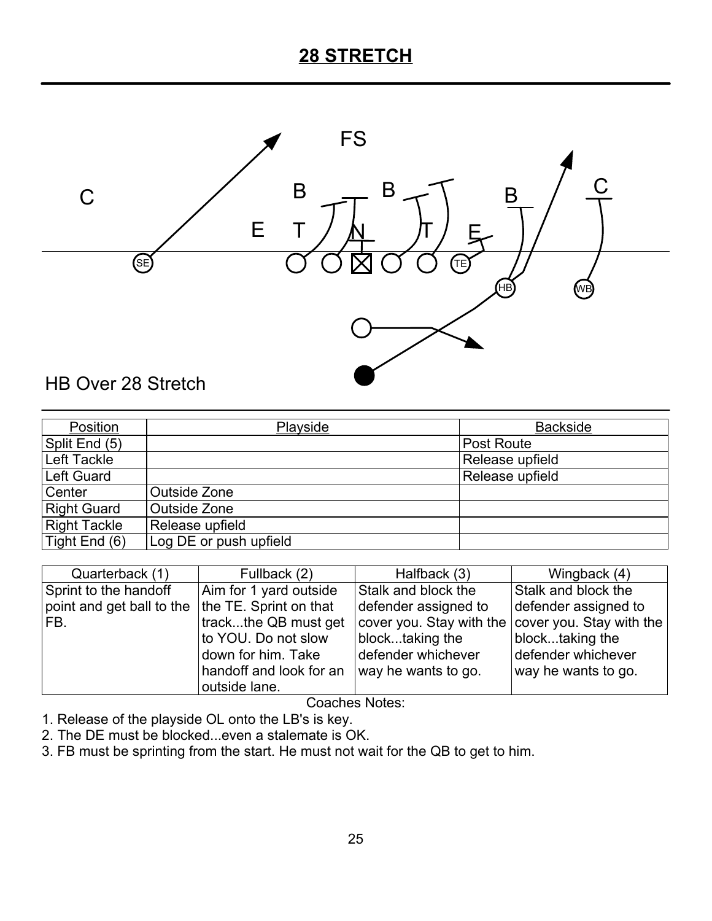# 28 STRETCH

HB Over 28 Stretch

| Position | Playside | Backside |
|---|---|---|
| Split End (5) | | Post Route |
| Left Tackle | | Release upfield |
| Left Guard | | Release upfield |
| Center | Outside Zone | |
| Right Guard | Outside Zone | |
| Right Tackle | Release upfield | |
| Tight End (6) | Log DE or push upfield | |

| Quarterback (1) | Fullback (2) | Halfback (3) | Wingback (4) |
|---|---|---|---|
| Sprint to the handoff point and get ball to the FB. | Aim for 1 yard outside the TE. Sprint on that track...the QB must get to YOU. Do not slow down for him. Take handoff and look for an outside lane. | Stalk and block the defender assigned to cover you. Stay with the block...taking the defender whichever way he wants to go. | Stalk and block the defender assigned to cover you. Stay with the block...taking the defender whichever way he wants to go. |

Coaches Notes:

1. Release of the playside OL onto the LB's is key.
2. The DE must be blocked...even a stalemate is OK.
3. FB must be sprinting from the start. He must not wait for the QB to get to him.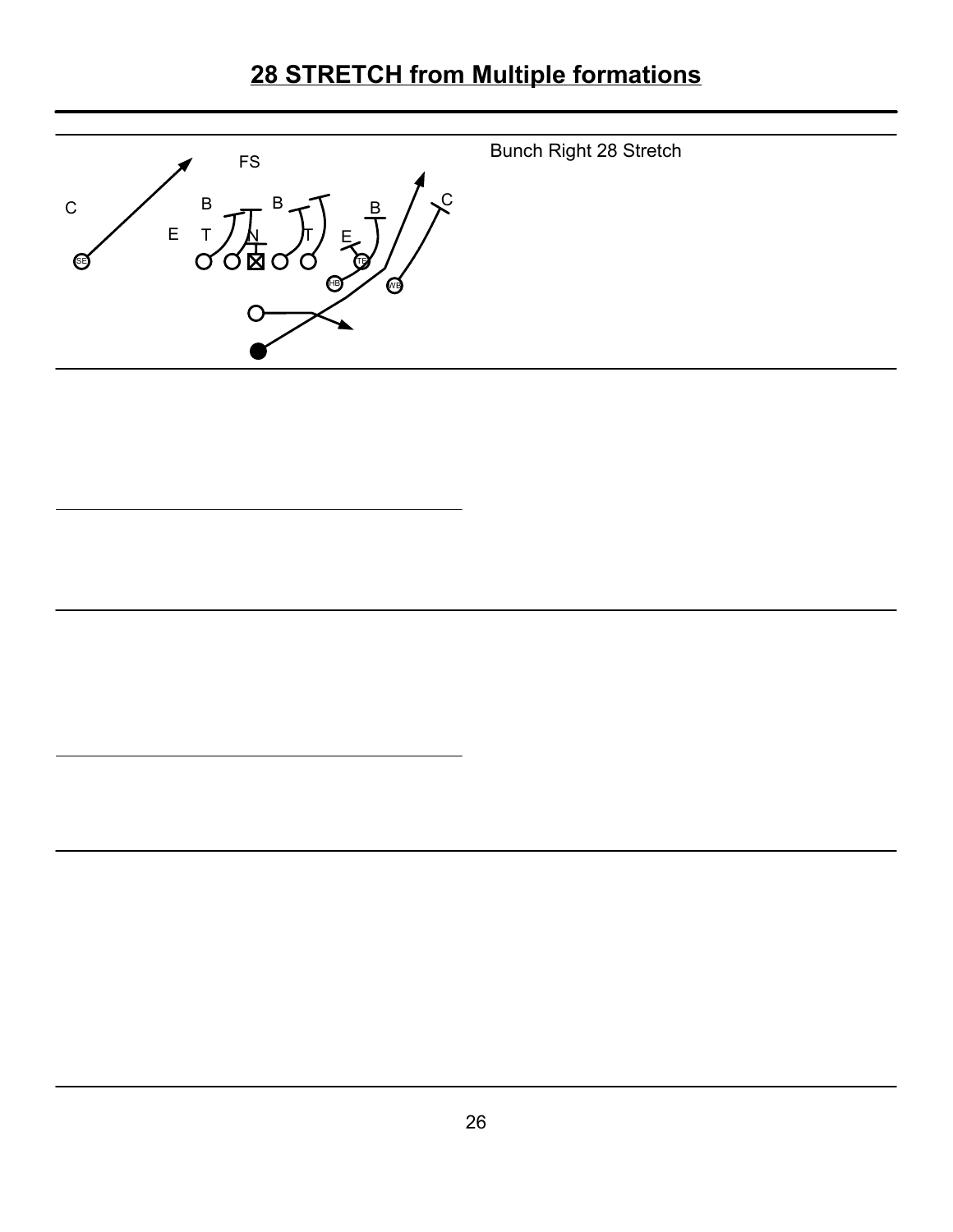# 28 STRETCH from Multiple formations

Bunch Right 28 Stretch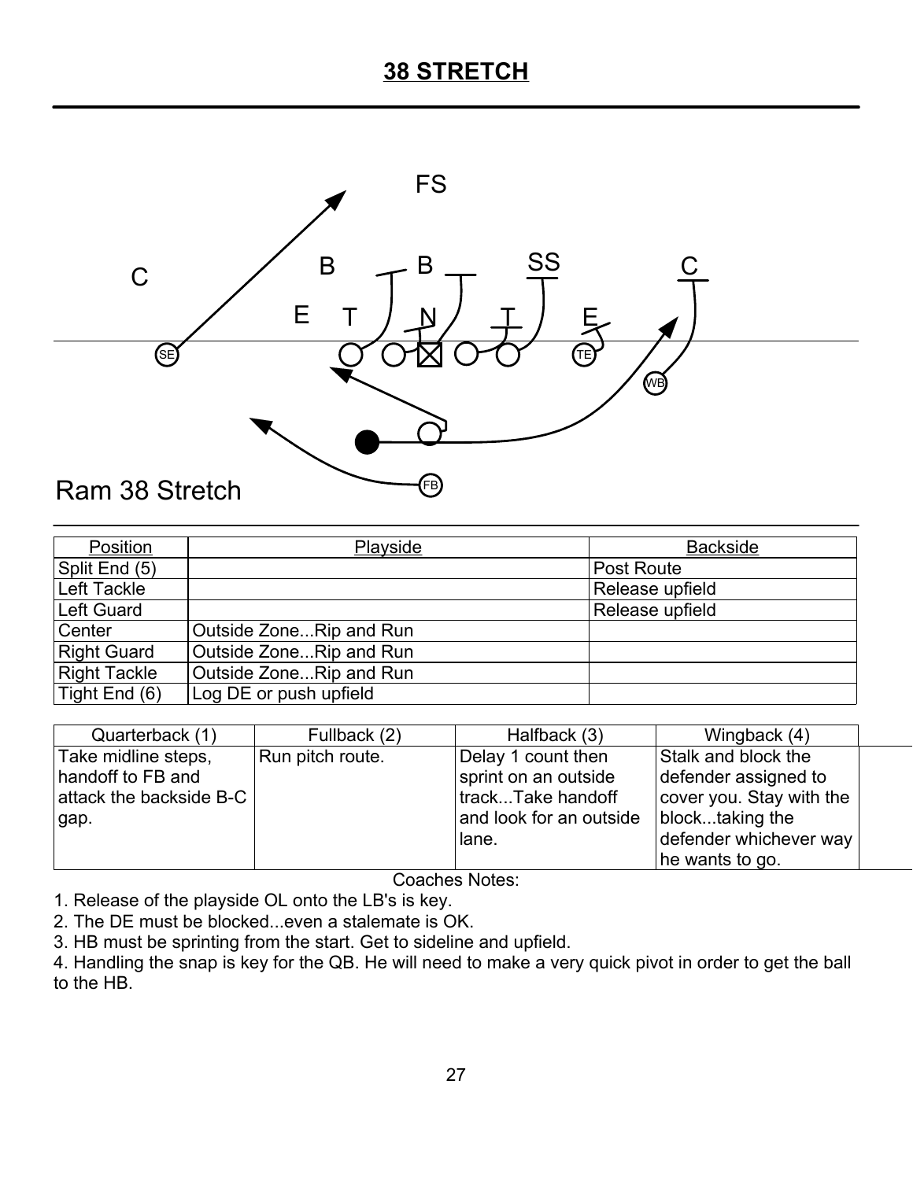# 38 STRETCH

Ram 38 Stretch

| Position | Playside | Backside |
| --- | --- | --- |
| Split End (5) | | Post Route |
| Left Tackle | | Release upfield |
| Left Guard | | Release upfield |
| Center | Outside Zone...Rip and Run | |
| Right Guard | Outside Zone...Rip and Run | |
| Right Tackle | Outside Zone...Rip and Run | |
| Tight End (6) | Log DE or push upfield | |

| Quarterback (1) | Fullback (2) | Halfback (3) | Wingback (4) |
| --- | --- | --- | --- |
| Take midline steps, handoff to FB and attack the backside B-C gap. | Run pitch route. | Delay 1 count then sprint on an outside track...Take handoff and look for an outside lane. | Stalk and block the defender assigned to cover you. Stay with the block...taking the defender whichever way he wants to go. |

Coaches Notes:

1. Release of the playside OL onto the LB's is key.
2. The DE must be blocked...even a stalemate is OK.
3. HB must be sprinting from the start. Get to sideline and upfield.
4. Handling the snap is key for the QB. He will need to make a very quick pivot in order to get the ball to the HB.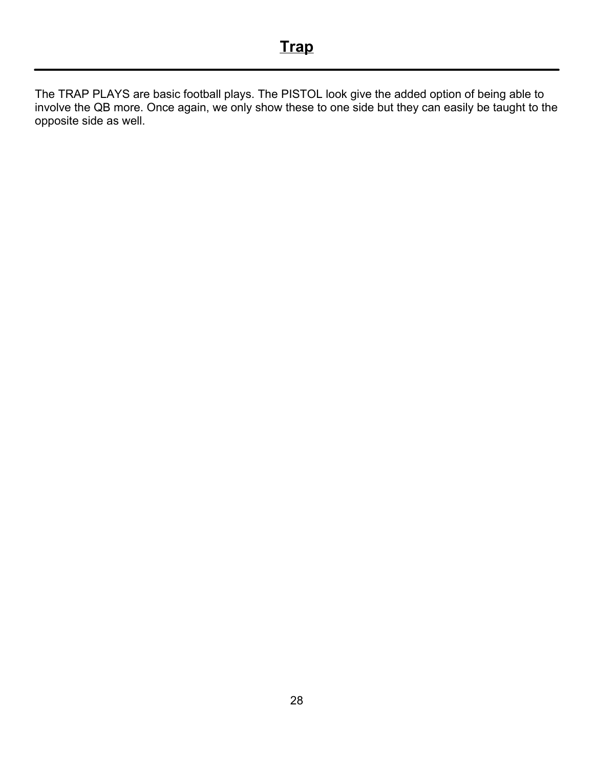# Trap

The TRAP PLAYS are basic football plays. The PISTOL look give the added option of being able to involve the QB more. Once again, we only show these to one side but they can easily be taught to the opposite side as well.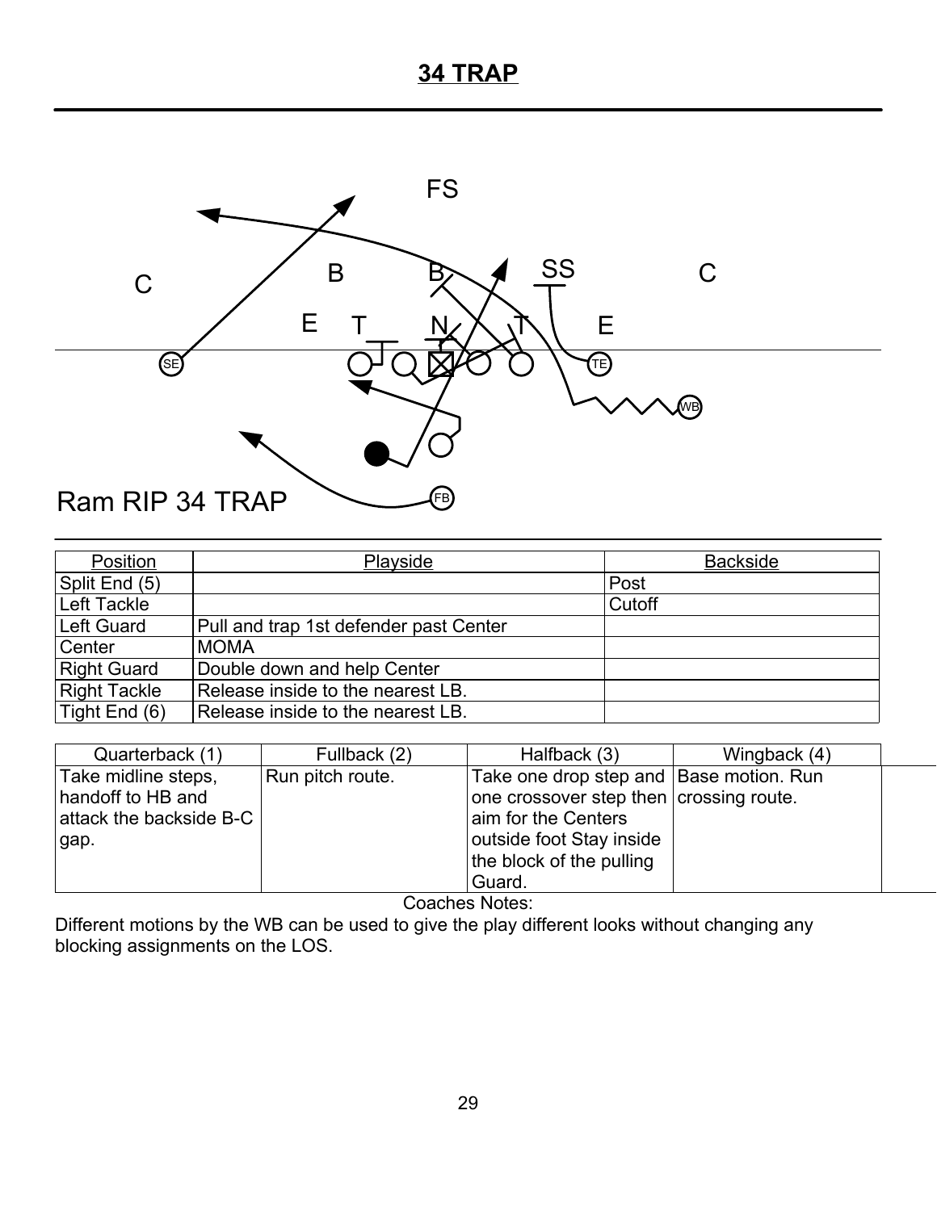# 34 TRAP

FS

C B B SS C

E T N T E

SE TE WB

FB

Ram RIP 34 TRAP

| Position | Playside | Backside |
|---|---|---|
| Split End (5) | | Post |
| Left Tackle | | Cutoff |
| Left Guard | Pull and trap 1st defender past Center | |
| Center | MOMA | |
| Right Guard | Double down and help Center | |
| Right Tackle | Release inside to the nearest LB. | |
| Tight End (6) | Release inside to the nearest LB. | |

| Quarterback (1) | Fullback (2) | Halfback (3) | Wingback (4) | |
|---|---|---|---|---|
| Take midline steps, handoff to HB and attack the backside B-C gap. | Run pitch route. | Take one drop step and one crossover step then aim for the Centers outside foot Stay inside the block of the pulling Guard. | Base motion. Run crossing route. | |

Coaches Notes:

Different motions by the WB can be used to give the play different looks without changing any blocking assignments on the LOS.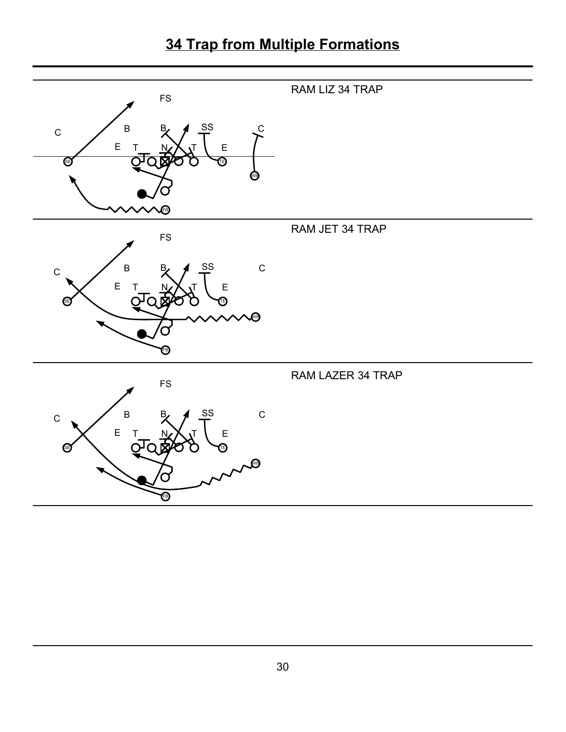# 34 Trap from Multiple Formations

RAM LIZ 34 TRAP

RAM JET 34 TRAP

RAM LAZER 34 TRAP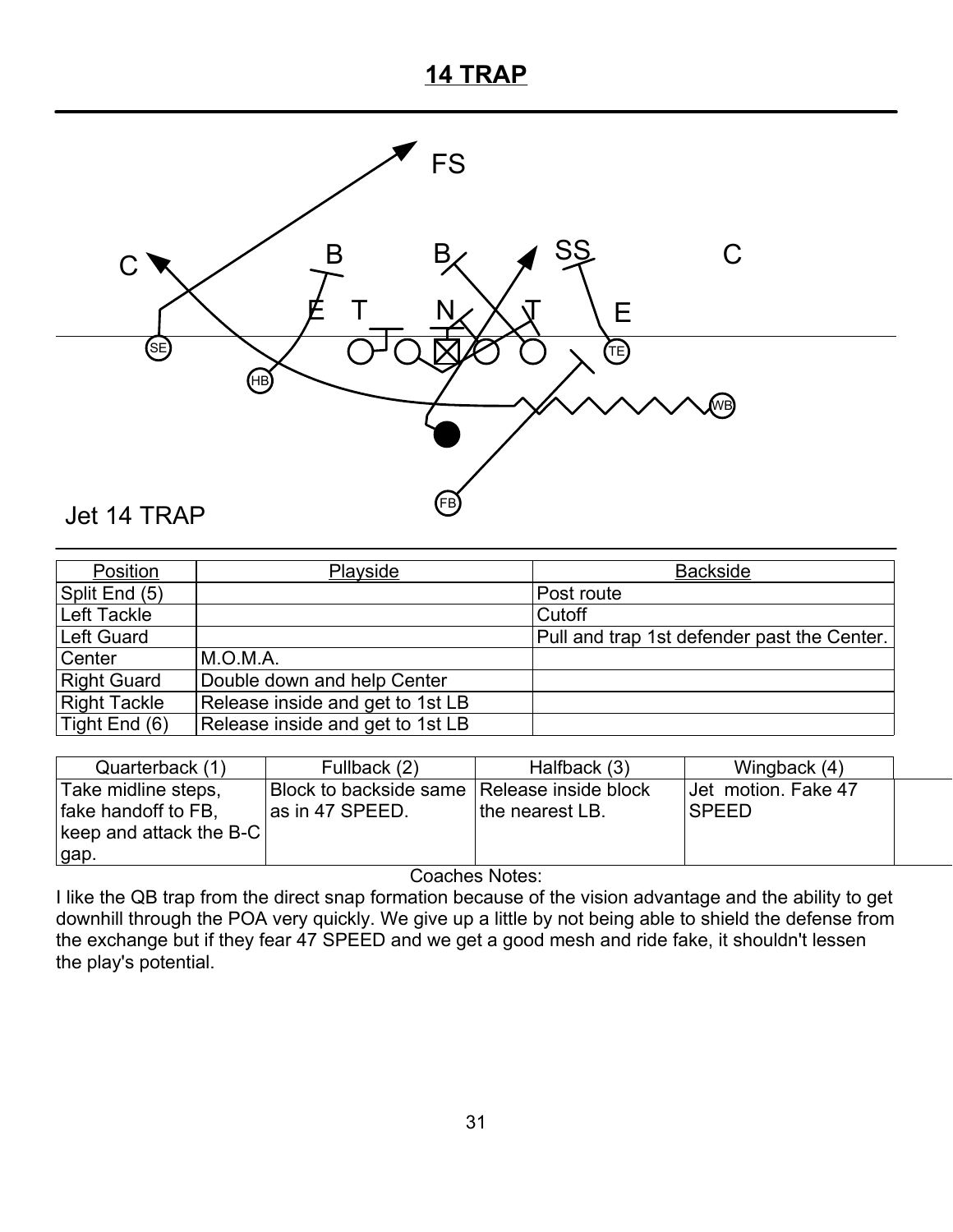# 14 TRAP

Jet 14 TRAP

| Position | Playside | Backside |
|---|---|---|
| Split End (5) | | Post route |
| Left Tackle | | Cutoff |
| Left Guard | | Pull and trap 1st defender past the Center. |
| Center | M.O.M.A. | |
| Right Guard | Double down and help Center | |
| Right Tackle | Release inside and get to 1st LB | |
| Tight End (6) | Release inside and get to 1st LB | |

| Quarterback (1) | Fullback (2) | Halfback (3) | Wingback (4) | |
|---|---|---|---|---|
| Take midline steps, fake handoff to FB, keep and attack the B-C gap. | Block to backside same as in 47 SPEED. | Release inside block the nearest LB. | Jet motion. Fake 47 SPEED | |

Coaches Notes:

I like the QB trap from the direct snap formation because of the vision advantage and the ability to get downhill through the POA very quickly. We give up a little by not being able to shield the defense from the exchange but if they fear 47 SPEED and we get a good mesh and ride fake, it shouldn't lessen the play's potential.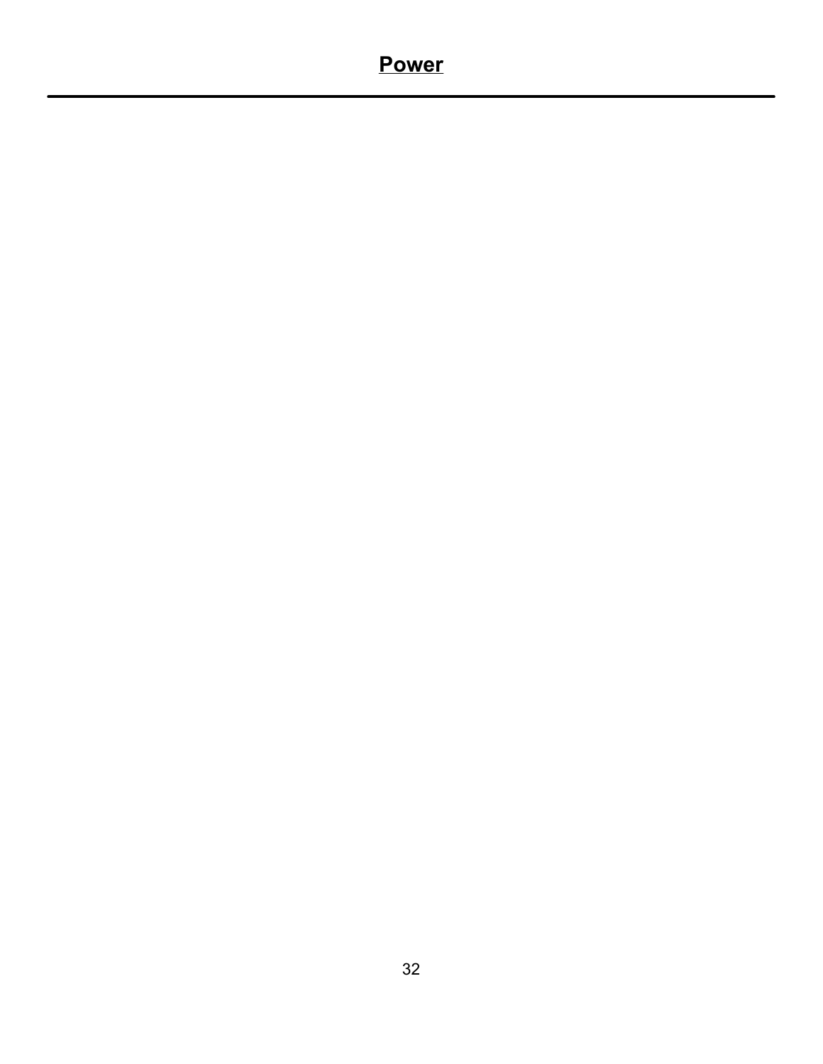# Power

---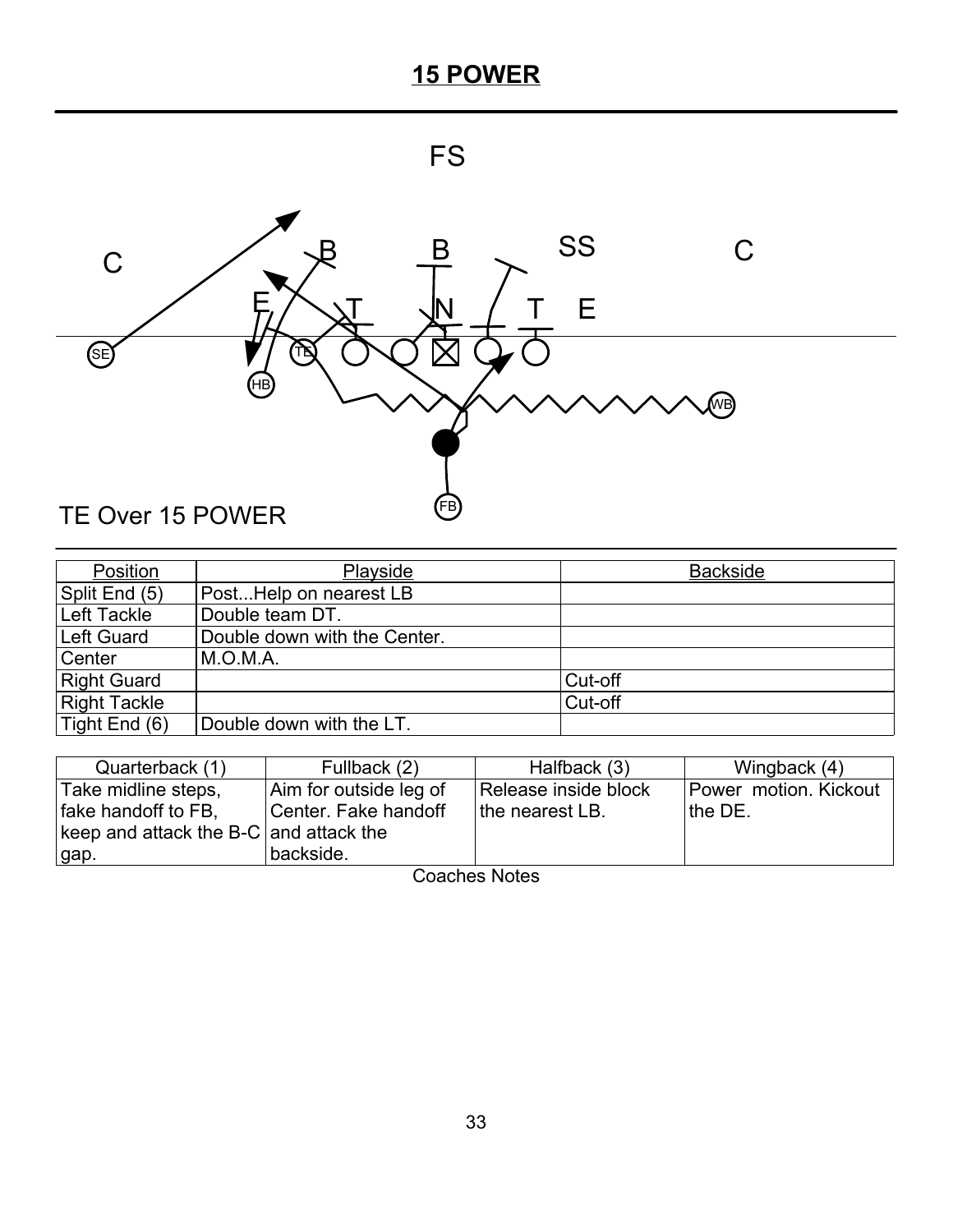# 15 POWER

FS

C B B SS C

E T N T E

SE TE HB WB FB

TE Over 15 POWER

| Position | Playside | Backside |
|---|---|---|
| Split End (5) | Post...Help on nearest LB | |
| Left Tackle | Double team DT. | |
| Left Guard | Double down with the Center. | |
| Center | M.O.M.A. | |
| Right Guard | | Cut-off |
| Right Tackle | | Cut-off |
| Tight End (6) | Double down with the LT. | |

| Quarterback (1) | Fullback (2) | Halfback (3) | Wingback (4) |
|---|---|---|---|
| Take midline steps, fake handoff to FB, keep and attack the B-C gap. | Aim for outside leg of Center. Fake handoff and attack the backside. | Release inside block the nearest LB. | Power motion. Kickout the DE. |

Coaches Notes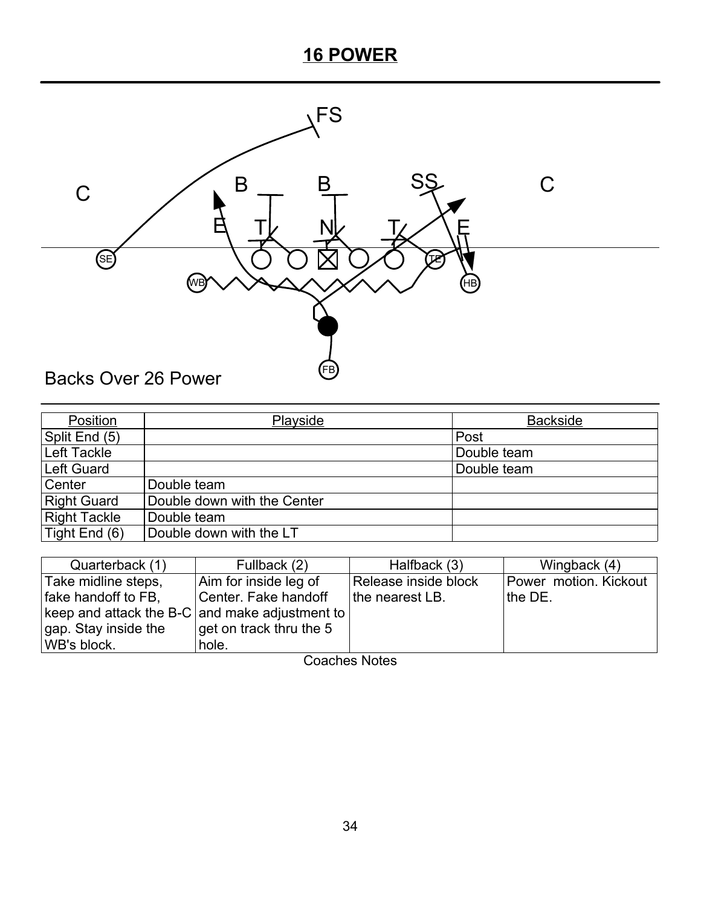# 16 POWER

Backs Over 26 Power

| Position | Playside | Backside |
|---|---|---|
| Split End (5) | | Post |
| Left Tackle | | Double team |
| Left Guard | | Double team |
| Center | Double team | |
| Right Guard | Double down with the Center | |
| Right Tackle | Double team | |
| Tight End (6) | Double down with the LT | |

| Quarterback (1) | Fullback (2) | Halfback (3) | Wingback (4) |
|---|---|---|---|
| Take midline steps, fake handoff to FB, keep and attack the B-C gap. Stay inside the WB's block. | Aim for inside leg of Center. Fake handoff and make adjustment to get on track thru the 5 hole. | Release inside block the nearest LB. | Power motion. Kickout the DE. |

Coaches Notes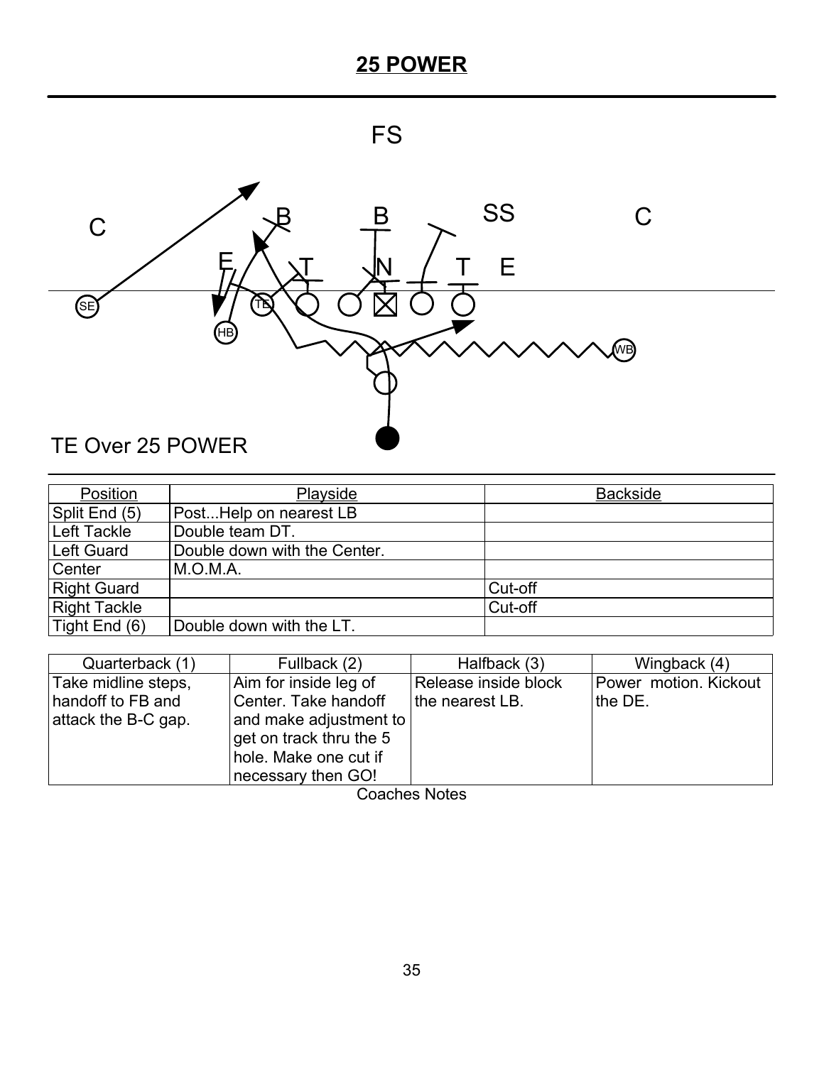# 25 POWER

TE Over 25 POWER

| Position | Playside | Backside |
|---|---|---|
| Split End (5) | Post...Help on nearest LB | |
| Left Tackle | Double team DT. | |
| Left Guard | Double down with the Center. | |
| Center | M.O.M.A. | |
| Right Guard | | Cut-off |
| Right Tackle | | Cut-off |
| Tight End (6) | Double down with the LT. | |

| Quarterback (1) | Fullback (2) | Halfback (3) | Wingback (4) |
|---|---|---|---|
| Take midline steps, handoff to FB and attack the B-C gap. | Aim for inside leg of Center. Take handoff and make adjustment to get on track thru the 5 hole. Make one cut if necessary then GO! | Release inside block the nearest LB. | Power motion. Kickout the DE. |

Coaches Notes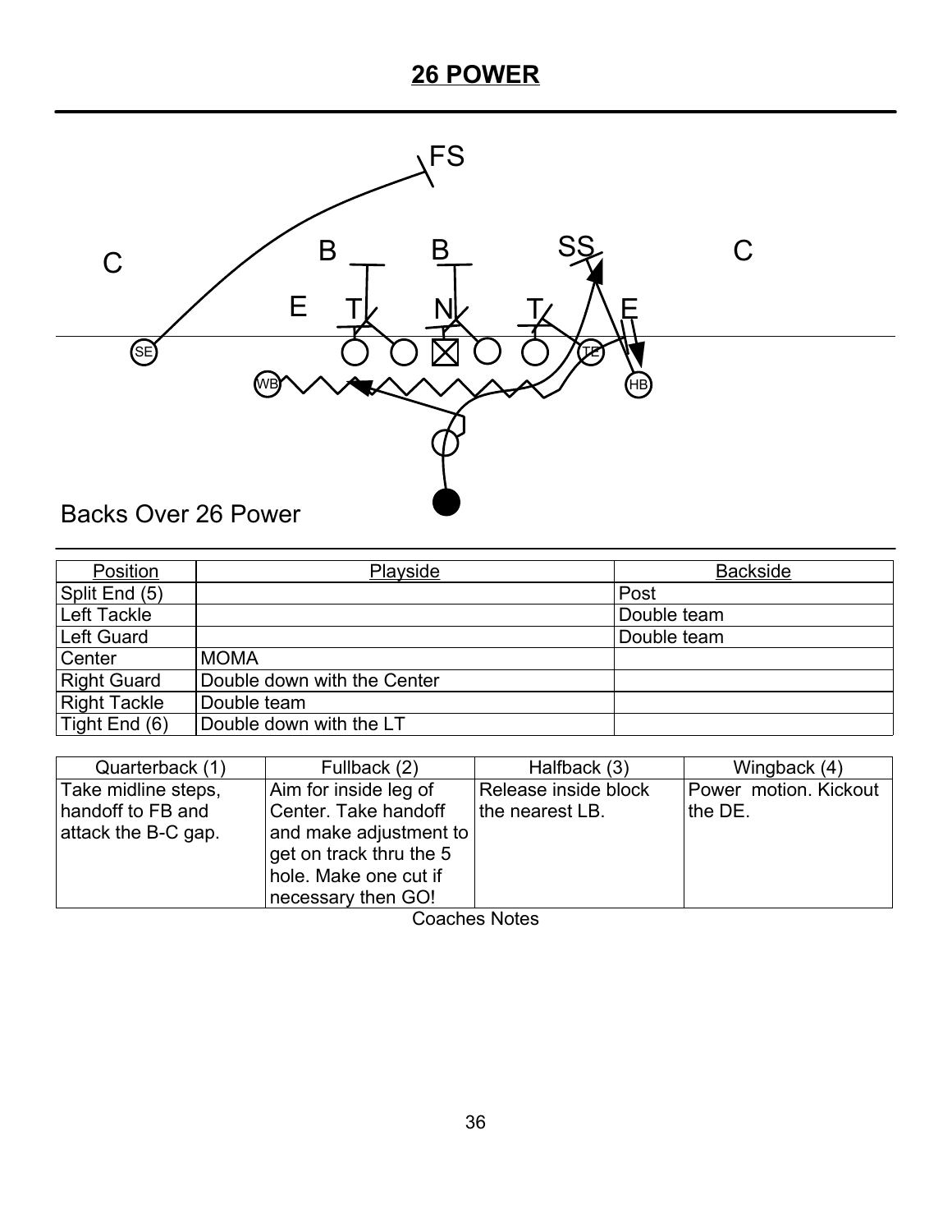# 26 POWER

Backs Over 26 Power

| Position | Playside | Backside |
|---|---|---|
| Split End (5) | | Post |
| Left Tackle | | Double team |
| Left Guard | | Double team |
| Center | MOMA | |
| Right Guard | Double down with the Center | |
| Right Tackle | Double team | |
| Tight End (6) | Double down with the LT | |

| Quarterback (1) | Fullback (2) | Halfback (3) | Wingback (4) |
|---|---|---|---|
| Take midline steps, handoff to FB and attack the B-C gap. | Aim for inside leg of Center. Take handoff and make adjustment to get on track thru the 5 hole. Make one cut if necessary then GO! | Release inside block the nearest LB. | Power motion. Kickout the DE. |

Coaches Notes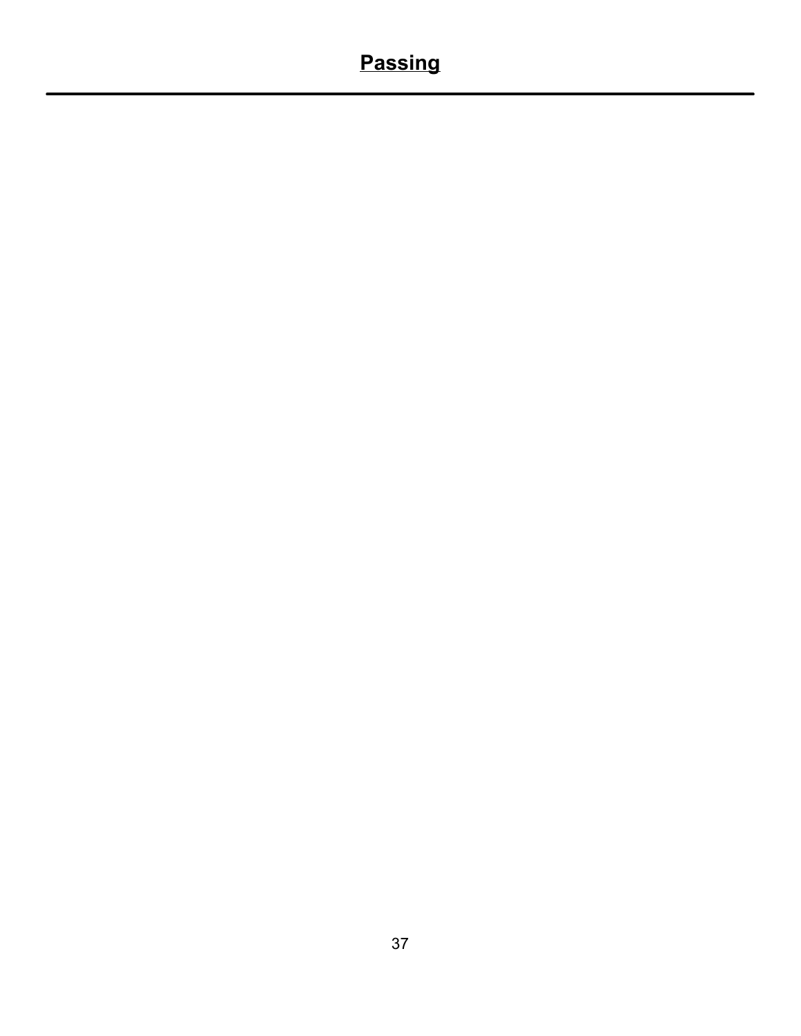# Passing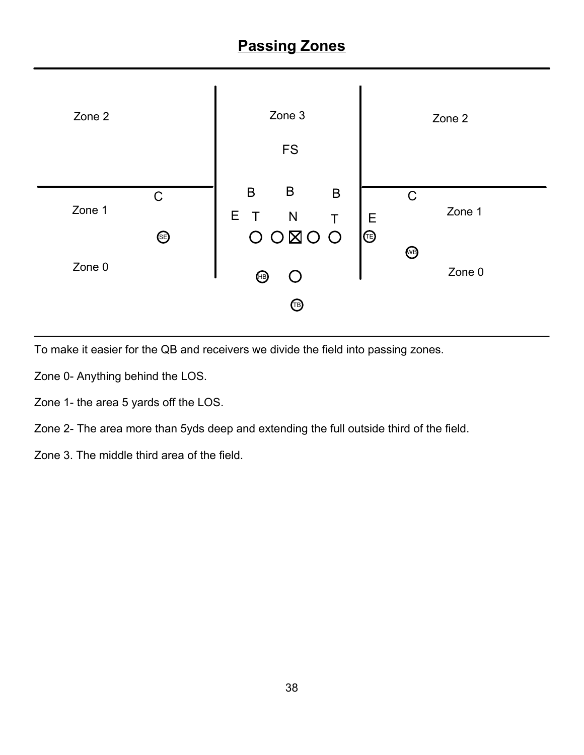# Passing Zones

Zone 2 | Zone 3 | Zone 2

FS

C B B B C

Zone 1 E T N T E Zone 1

SE TE

WB

Zone 0 HB Zone 0

TB

To make it easier for the QB and receivers we divide the field into passing zones.

Zone 0- Anything behind the LOS.

Zone 1- the area 5 yards off the LOS.

Zone 2- The area more than 5yds deep and extending the full outside third of the field.

Zone 3. The middle third area of the field.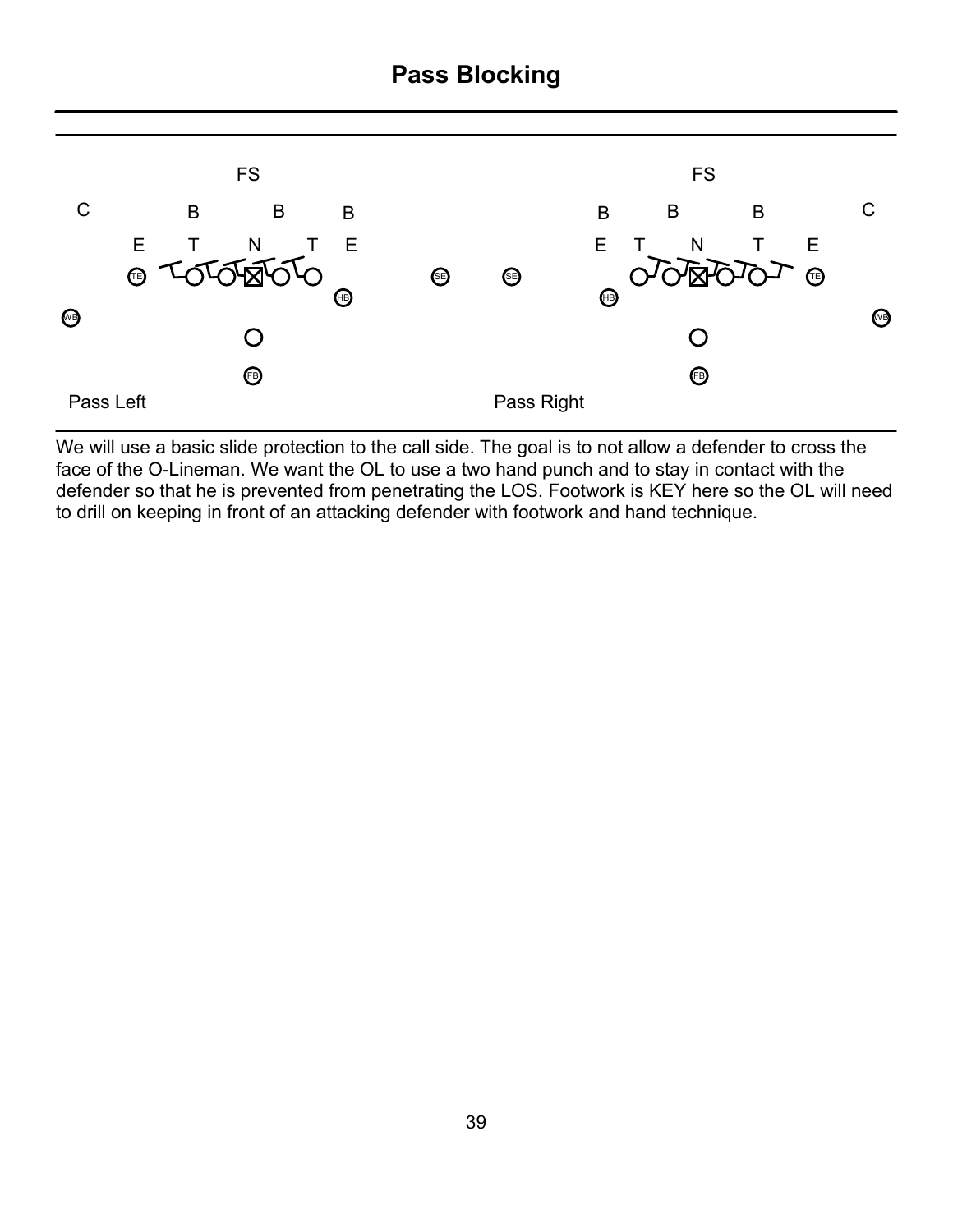# Pass Blocking

Pass Left

Pass Right

We will use a basic slide protection to the call side. The goal is to not allow a defender to cross the face of the O-Lineman. We want the OL to use a two hand punch and to stay in contact with the defender so that he is prevented from penetrating the LOS. Footwork is KEY here so the OL will need to drill on keeping in front of an attacking defender with footwork and hand technique.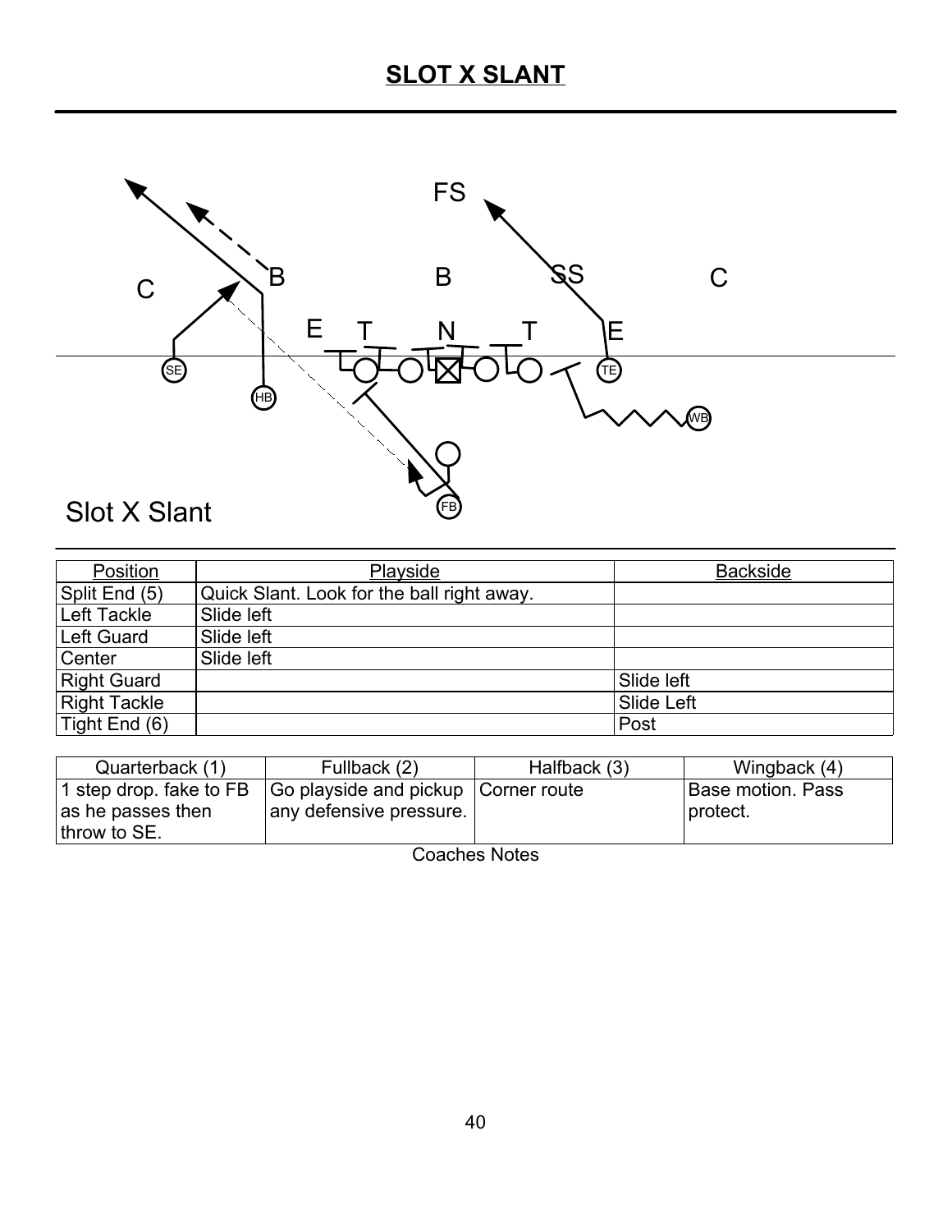# SLOT X SLANT

Slot X Slant

| Position | Playside | Backside |
| --- | --- | --- |
| Split End (5) | Quick Slant. Look for the ball right away. | |
| Left Tackle | Slide left | |
| Left Guard | Slide left | |
| Center | Slide left | |
| Right Guard | | Slide left |
| Right Tackle | | Slide Left |
| Tight End (6) | | Post |

| Quarterback (1) | Fullback (2) | Halfback (3) | Wingback (4) |
| --- | --- | --- | --- |
| 1 step drop. fake to FB as he passes then throw to SE. | Go playside and pickup any defensive pressure. | Corner route | Base motion. Pass protect. |

Coaches Notes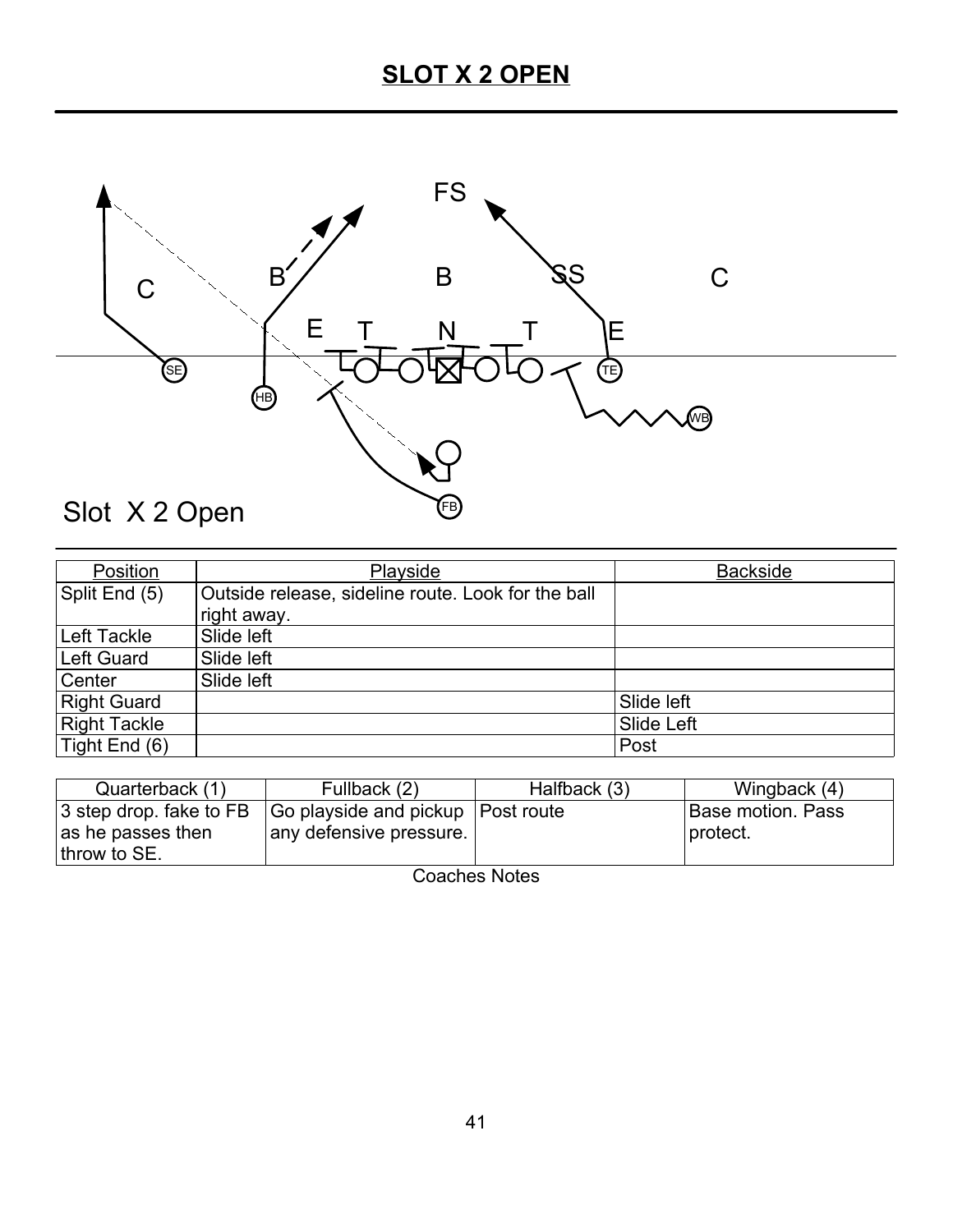# SLOT X 2 OPEN

Slot X 2 Open

| Position | Playside | Backside |
|---|---|---|
| Split End (5) | Outside release, sideline route. Look for the ball right away. | |
| Left Tackle | Slide left | |
| Left Guard | Slide left | |
| Center | Slide left | |
| Right Guard | | Slide left |
| Right Tackle | | Slide Left |
| Tight End (6) | | Post |

| Quarterback (1) | Fullback (2) | Halfback (3) | Wingback (4) |
|---|---|---|---|
| 3 step drop. fake to FB as he passes then throw to SE. | Go playside and pickup any defensive pressure. | Post route | Base motion. Pass protect. |

Coaches Notes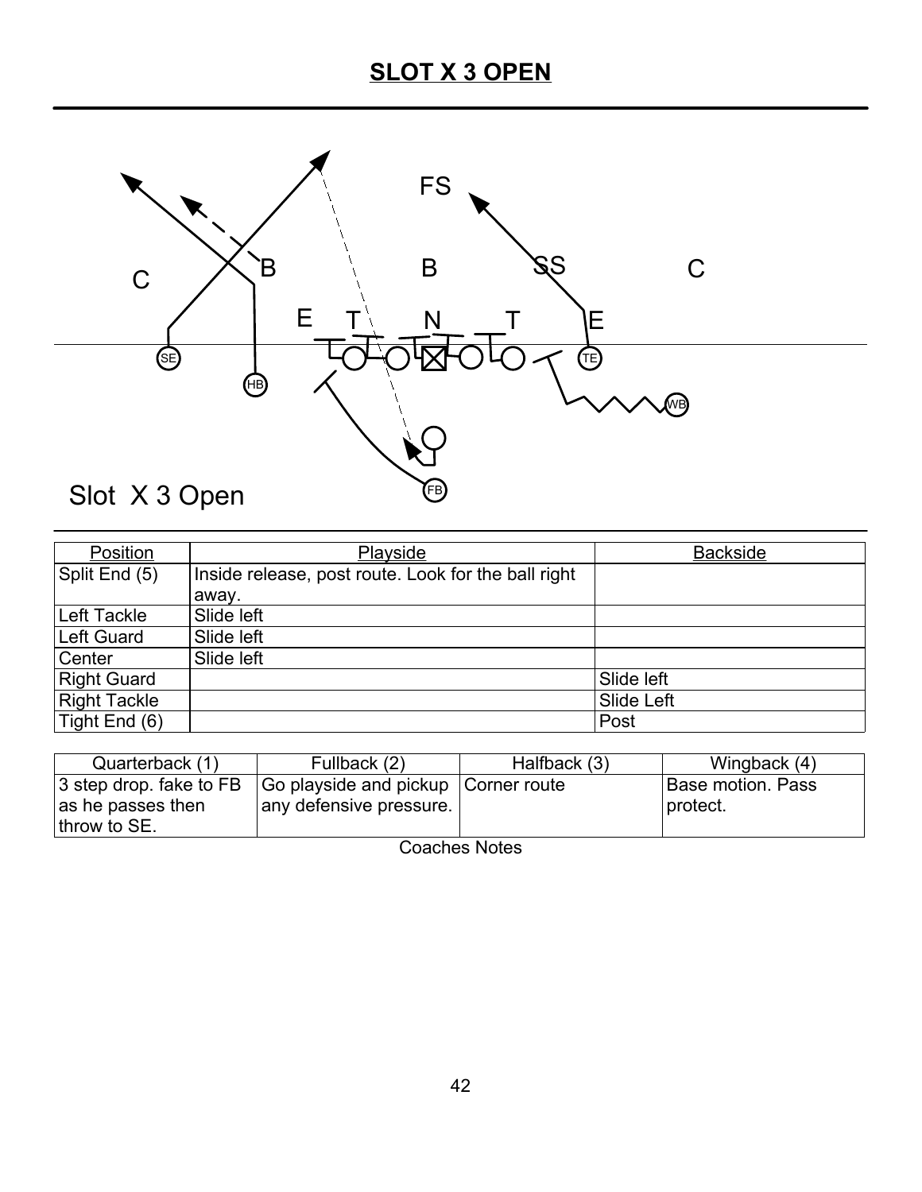# SLOT X 3 OPEN

FS

C B B SS C

E T N T E

SE HB TE WB FB

Slot X 3 Open

| Position | Playside | Backside |
|---|---|---|
| Split End (5) | Inside release, post route. Look for the ball right away. | |
| Left Tackle | Slide left | |
| Left Guard | Slide left | |
| Center | Slide left | |
| Right Guard | | Slide left |
| Right Tackle | | Slide Left |
| Tight End (6) | | Post |

| Quarterback (1) | Fullback (2) | Halfback (3) | Wingback (4) |
|---|---|---|---|
| 3 step drop. fake to FB as he passes then throw to SE. | Go playside and pickup any defensive pressure. | Corner route | Base motion. Pass protect. |

Coaches Notes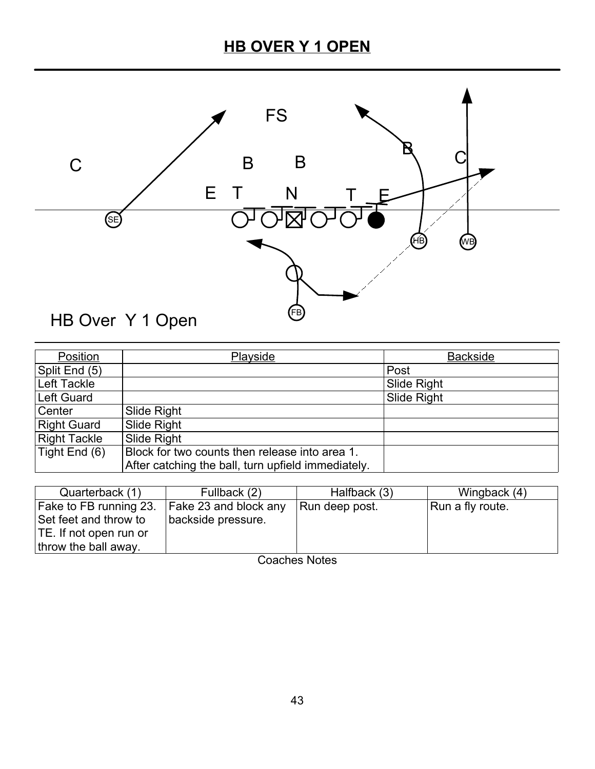# HB OVER Y 1 OPEN

FS

C B B B C

E T N T E

SE HB WB

FB

HB Over Y 1 Open

| Position | Playside | Backside |
|---|---|---|
| Split End (5) | | Post |
| Left Tackle | | Slide Right |
| Left Guard | | Slide Right |
| Center | Slide Right | |
| Right Guard | Slide Right | |
| Right Tackle | Slide Right | |
| Tight End (6) | Block for two counts then release into area 1. After catching the ball, turn upfield immediately. | |

| Quarterback (1) | Fullback (2) | Halfback (3) | Wingback (4) |
|---|---|---|---|
| Fake to FB running 23. Set feet and throw to TE. If not open run or throw the ball away. | Fake 23 and block any backside pressure. | Run deep post. | Run a fly route. |

Coaches Notes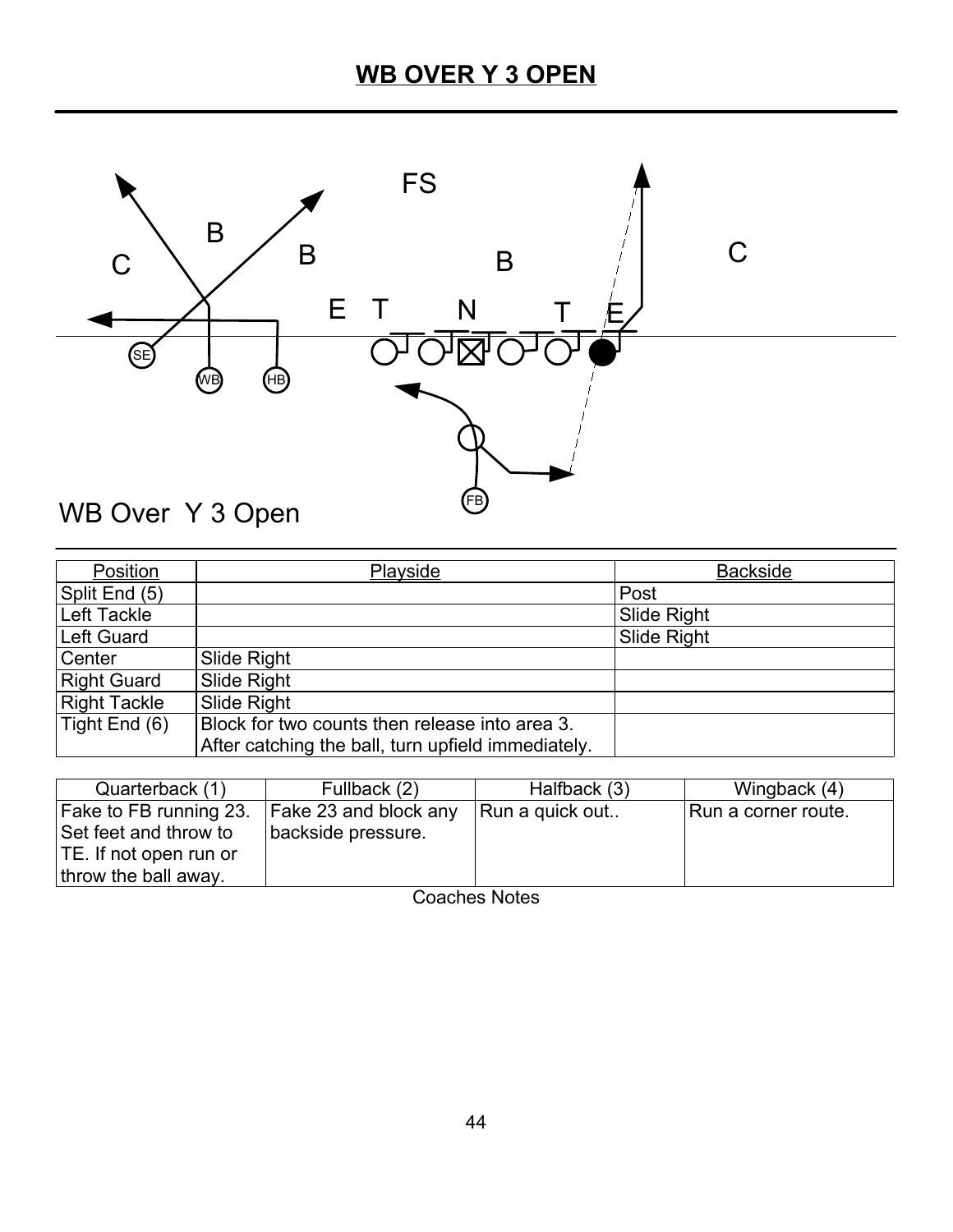# WB OVER Y 3 OPEN

WB Over Y 3 Open

| Position | Playside | Backside |
|---|---|---|
| Split End (5) | | Post |
| Left Tackle | | Slide Right |
| Left Guard | | Slide Right |
| Center | Slide Right | |
| Right Guard | Slide Right | |
| Right Tackle | Slide Right | |
| Tight End (6) | Block for two counts then release into area 3. After catching the ball, turn upfield immediately. | |

| Quarterback (1) | Fullback (2) | Halfback (3) | Wingback (4) |
|---|---|---|---|
| Fake to FB running 23. Set feet and throw to TE. If not open run or throw the ball away. | Fake 23 and block any backside pressure. | Run a quick out.. | Run a corner route. |

Coaches Notes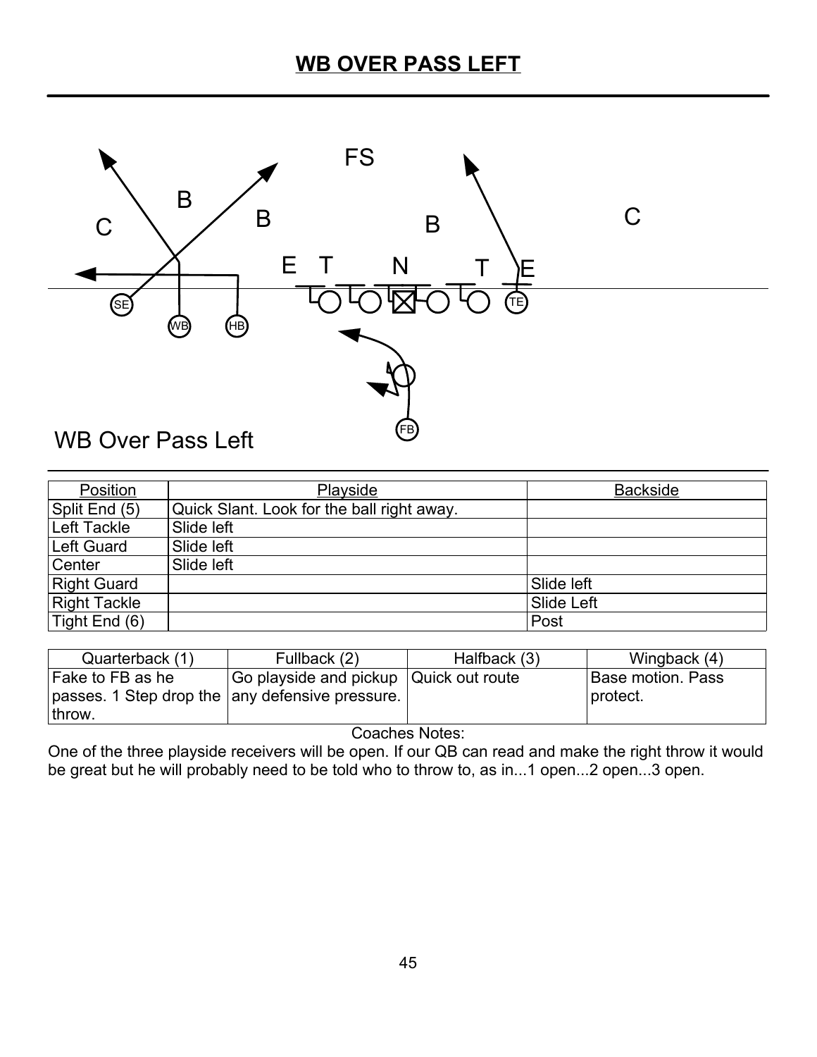# WB OVER PASS LEFT

WB Over Pass Left

| Position | Playside | Backside |
|---|---|---|
| Split End (5) | Quick Slant. Look for the ball right away. | |
| Left Tackle | Slide left | |
| Left Guard | Slide left | |
| Center | Slide left | |
| Right Guard | | Slide left |
| Right Tackle | | Slide Left |
| Tight End (6) | | Post |

| Quarterback (1) | Fullback (2) | Halfback (3) | Wingback (4) |
|---|---|---|---|
| Fake to FB as he passes. 1 Step drop the throw. | Go playside and pickup any defensive pressure. | Quick out route | Base motion. Pass protect. |

Coaches Notes:
One of the three playside receivers will be open. If our QB can read and make the right throw it would be great but he will probably need to be told who to throw to, as in...1 open...2 open...3 open.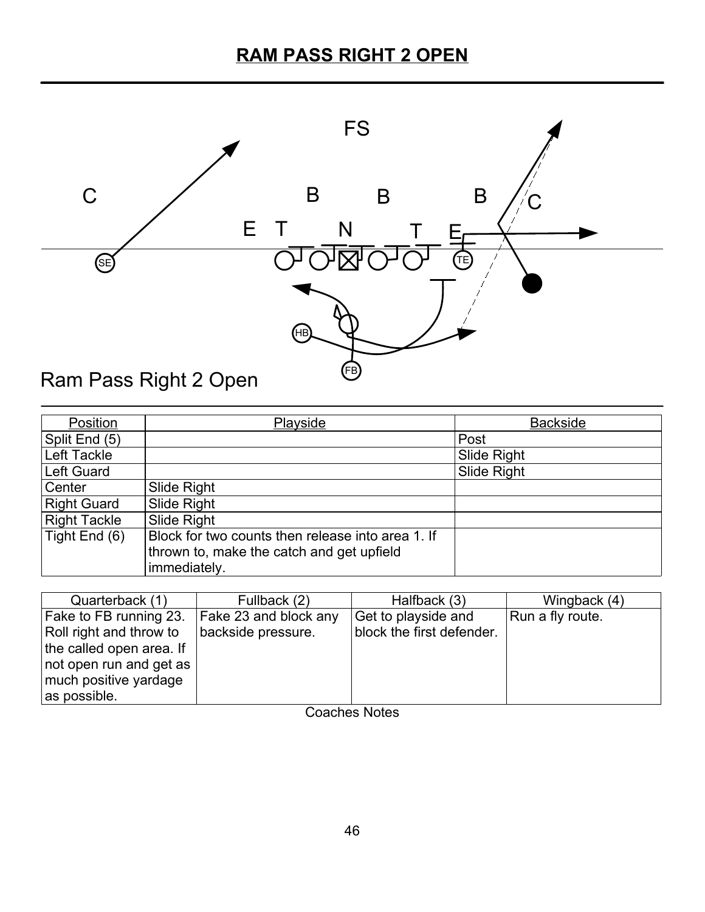# RAM PASS RIGHT 2 OPEN

Ram Pass Right 2 Open

| Position | Playside | Backside |
|---|---|---|
| Split End (5) | | Post |
| Left Tackle | | Slide Right |
| Left Guard | | Slide Right |
| Center | Slide Right | |
| Right Guard | Slide Right | |
| Right Tackle | Slide Right | |
| Tight End (6) | Block for two counts then release into area 1. If thrown to, make the catch and get upfield immediately. | |

| Quarterback (1) | Fullback (2) | Halfback (3) | Wingback (4) |
|---|---|---|---|
| Fake to FB running 23. Roll right and throw to the called open area. If not open run and get as much positive yardage as possible. | Fake 23 and block any backside pressure. | Get to playside and block the first defender. | Run a fly route. |

Coaches Notes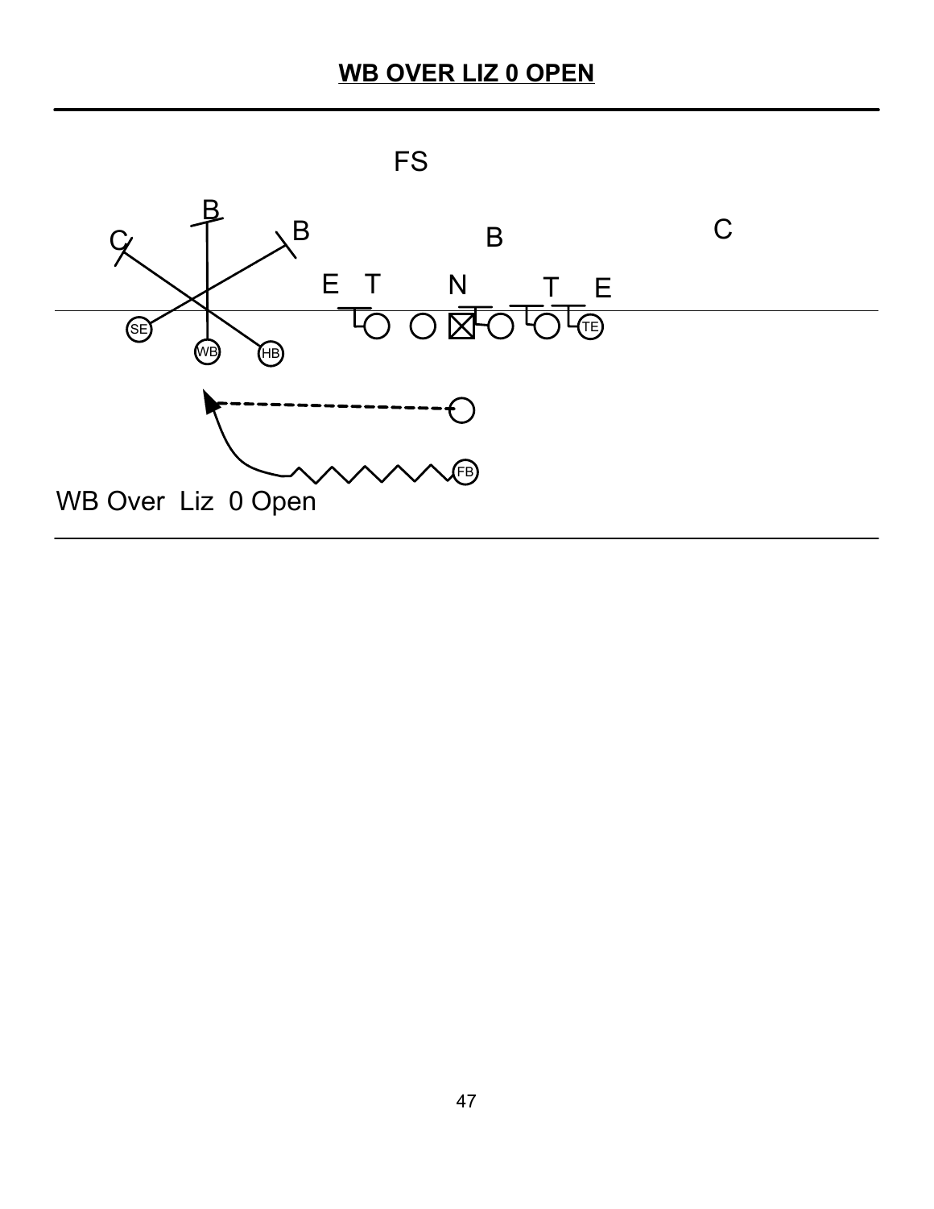# WB OVER LIZ 0 OPEN

FS

B

C B B C

E T N T E

SE WB HB TE

FB

WB Over Liz 0 Open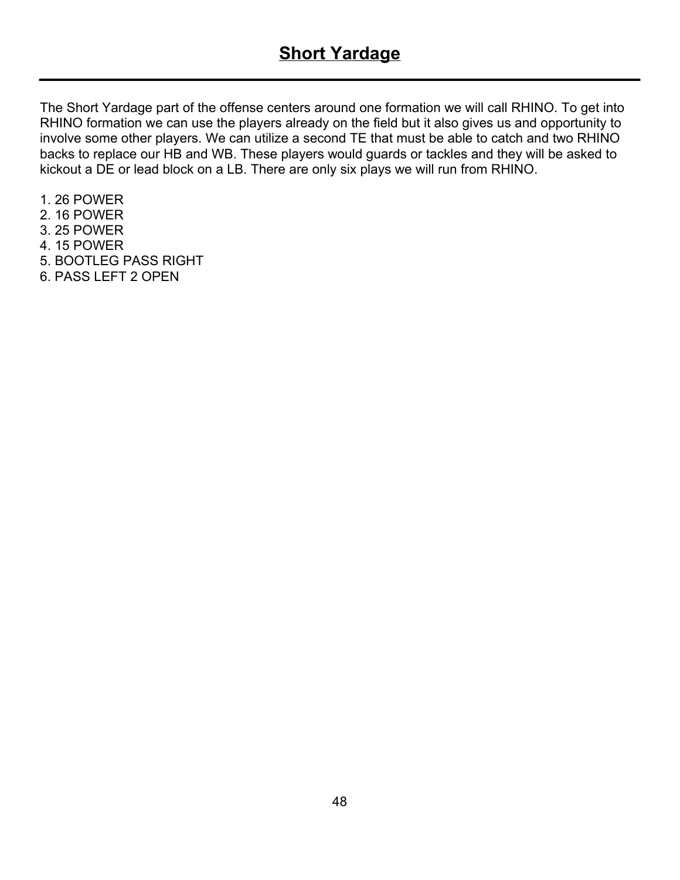# Short Yardage

The Short Yardage part of the offense centers around one formation we will call RHINO. To get into RHINO formation we can use the players already on the field but it also gives us and opportunity to involve some other players. We can utilize a second TE that must be able to catch and two RHINO backs to replace our HB and WB. These players would guards or tackles and they will be asked to kickout a DE or lead block on a LB. There are only six plays we will run from RHINO.

1. 26 POWER
2. 16 POWER
3. 25 POWER
4. 15 POWER
5. BOOTLEG PASS RIGHT
6. PASS LEFT 2 OPEN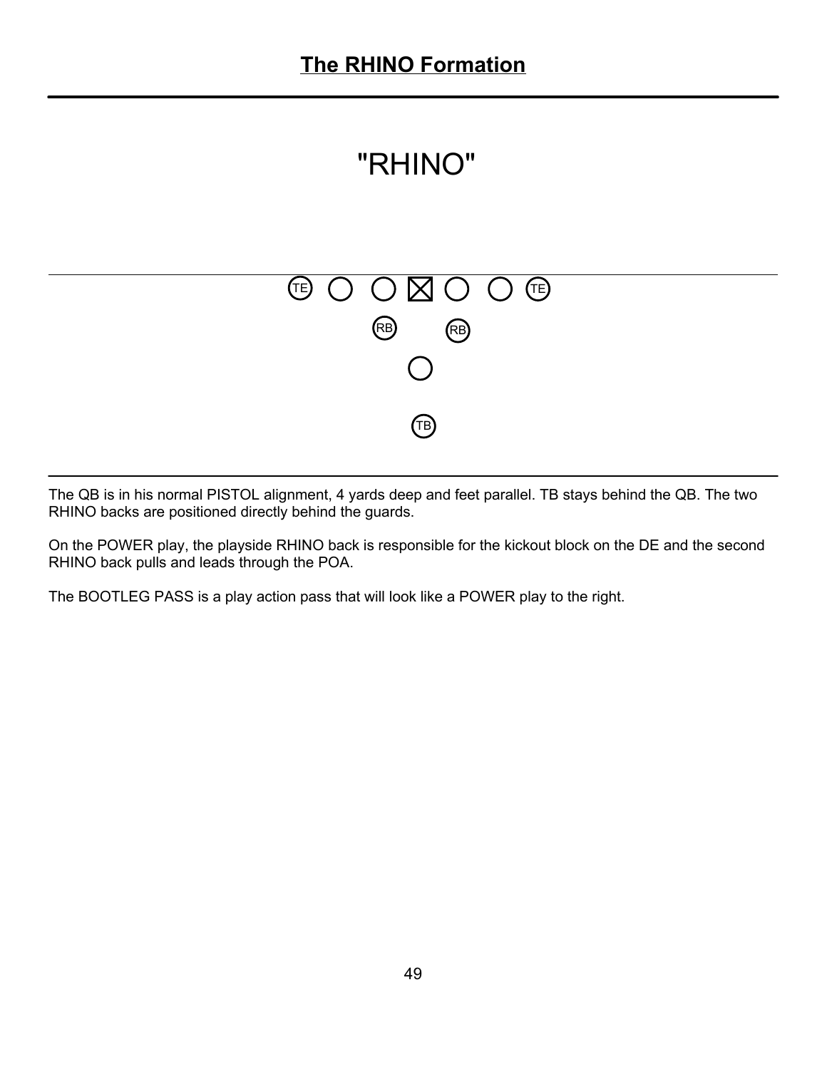# The RHINO Formation

"RHINO"

TE ○ ○ ⊠ ○ ○ TE

RB RB

○

TB

The QB is in his normal PISTOL alignment, 4 yards deep and feet parallel. TB stays behind the QB. The two RHINO backs are positioned directly behind the guards.

On the POWER play, the playside RHINO back is responsible for the kickout block on the DE and the second RHINO back pulls and leads through the POA.

The BOOTLEG PASS is a play action pass that will look like a POWER play to the right.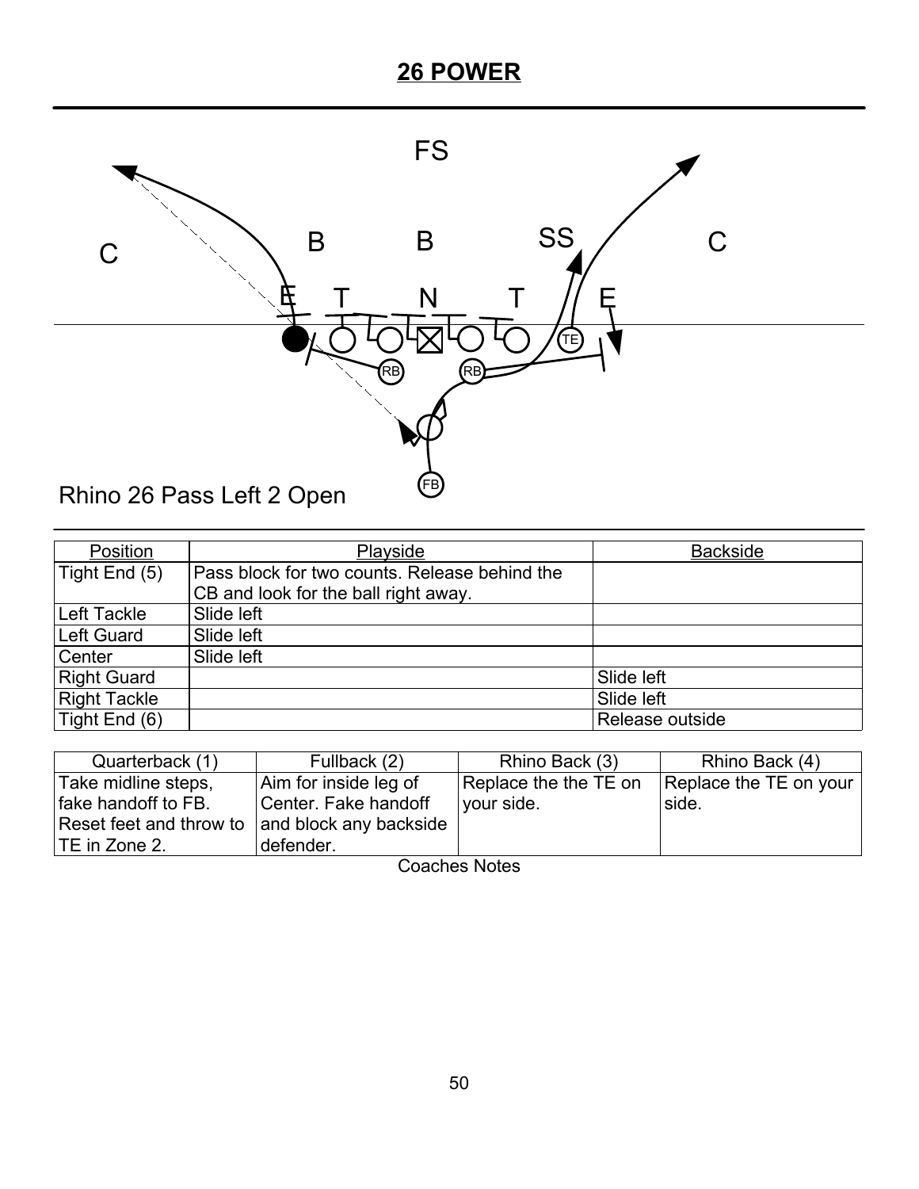# 26 POWER

Rhino 26 Pass Left 2 Open

| Position | Playside | Backside |
|---|---|---|
| Tight End (5) | Pass block for two counts. Release behind the CB and look for the ball right away. | |
| Left Tackle | Slide left | |
| Left Guard | Slide left | |
| Center | Slide left | |
| Right Guard | | Slide left |
| Right Tackle | | Slide left |
| Tight End (6) | | Release outside |

| Quarterback (1) | Fullback (2) | Rhino Back (3) | Rhino Back (4) |
|---|---|---|---|
| Take midline steps, fake handoff to FB. Reset feet and throw to TE in Zone 2. | Aim for inside leg of Center. Fake handoff and block any backside defender. | Replace the the TE on your side. | Replace the TE on your side. |

Coaches Notes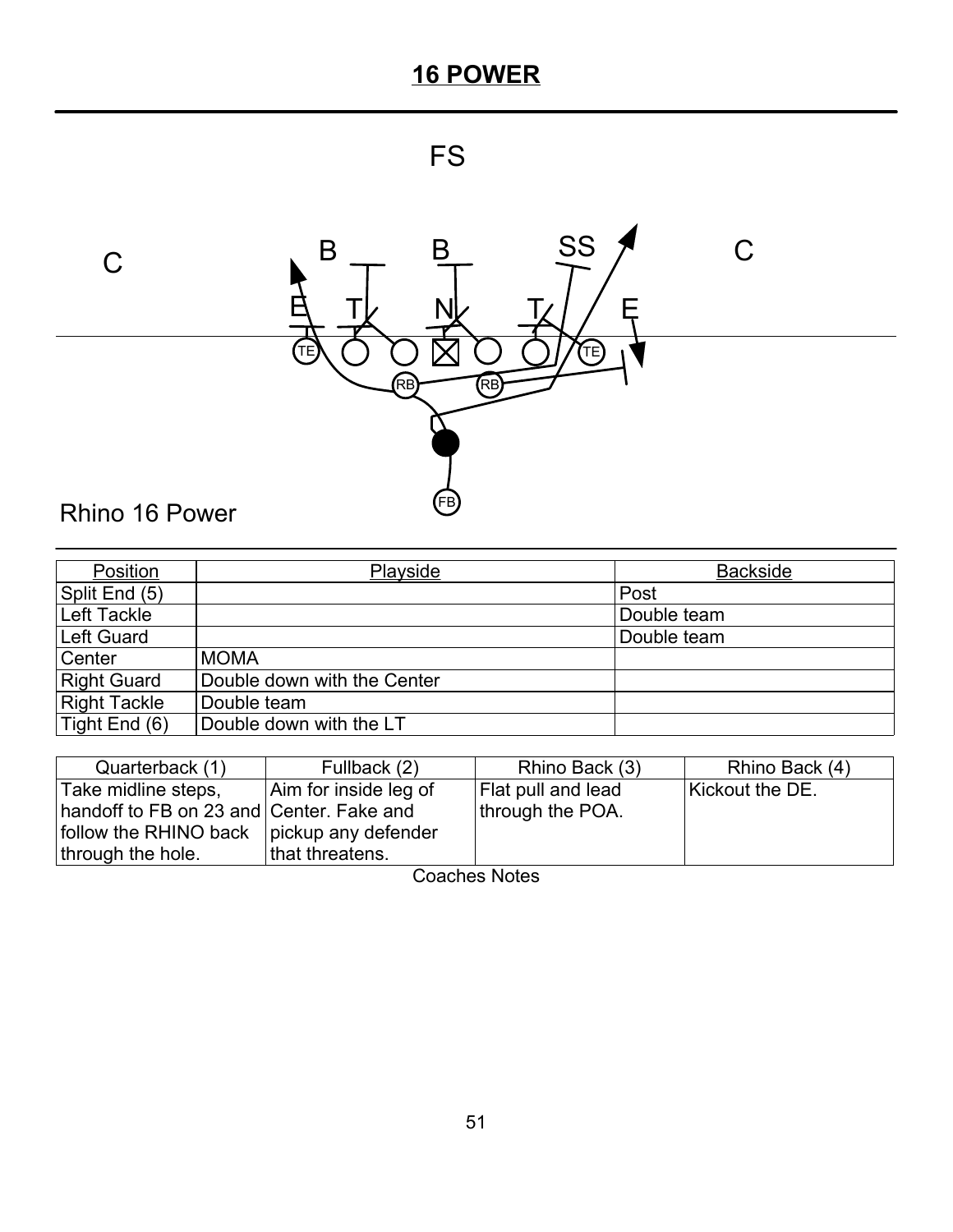# 16 POWER

Rhino 16 Power

| Position | Playside | Backside |
|---|---|---|
| Split End (5) | | Post |
| Left Tackle | | Double team |
| Left Guard | | Double team |
| Center | MOMA | |
| Right Guard | Double down with the Center | |
| Right Tackle | Double team | |
| Tight End (6) | Double down with the LT | |

| Quarterback (1) | Fullback (2) | Rhino Back (3) | Rhino Back (4) |
|---|---|---|---|
| Take midline steps, handoff to FB on 23 and follow the RHINO back through the hole. | Aim for inside leg of Center. Fake and pickup any defender that threatens. | Flat pull and lead through the POA. | Kickout the DE. |

Coaches Notes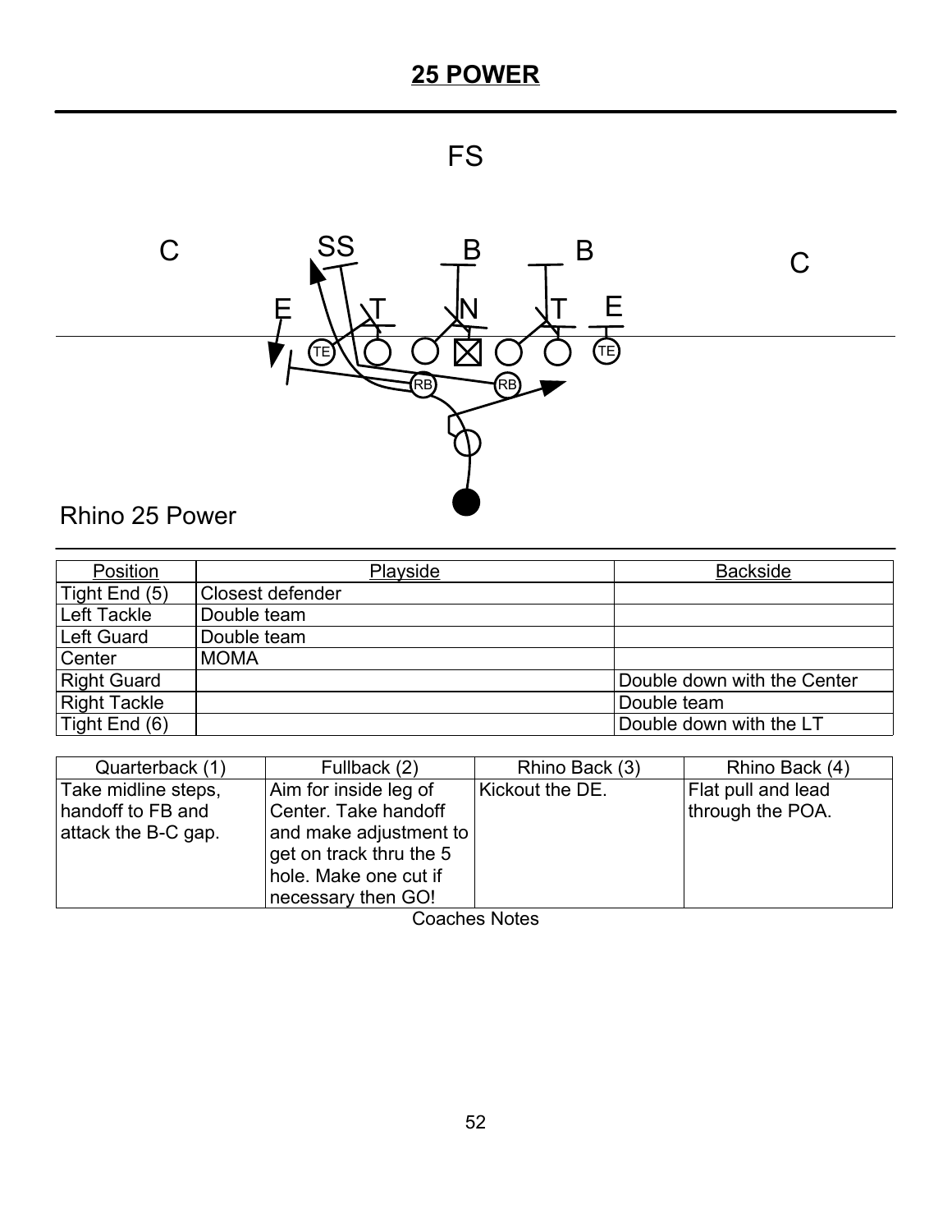# 25 POWER

Rhino 25 Power

| Position | Playside | Backside |
|---|---|---|
| Tight End (5) | Closest defender | |
| Left Tackle | Double team | |
| Left Guard | Double team | |
| Center | MOMA | |
| Right Guard | | Double down with the Center |
| Right Tackle | | Double team |
| Tight End (6) | | Double down with the LT |

| Quarterback (1) | Fullback (2) | Rhino Back (3) | Rhino Back (4) |
|---|---|---|---|
| Take midline steps, handoff to FB and attack the B-C gap. | Aim for inside leg of Center. Take handoff and make adjustment to get on track thru the 5 hole. Make one cut if necessary then GO! | Kickout the DE. | Flat pull and lead through the POA. |

Coaches Notes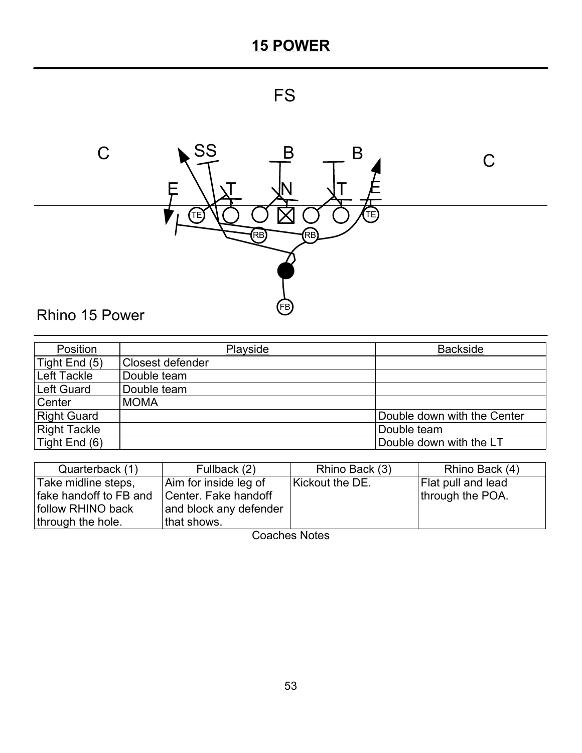# 15 POWER

Rhino 15 Power

| Position | Playside | Backside |
|---|---|---|
| Tight End (5) | Closest defender | |
| Left Tackle | Double team | |
| Left Guard | Double team | |
| Center | MOMA | |
| Right Guard | | Double down with the Center |
| Right Tackle | | Double team |
| Tight End (6) | | Double down with the LT |

| Quarterback (1) | Fullback (2) | Rhino Back (3) | Rhino Back (4) |
|---|---|---|---|
| Take midline steps, fake handoff to FB and follow RHINO back through the hole. | Aim for inside leg of Center. Fake handoff and block any defender that shows. | Kickout the DE. | Flat pull and lead through the POA. |

Coaches Notes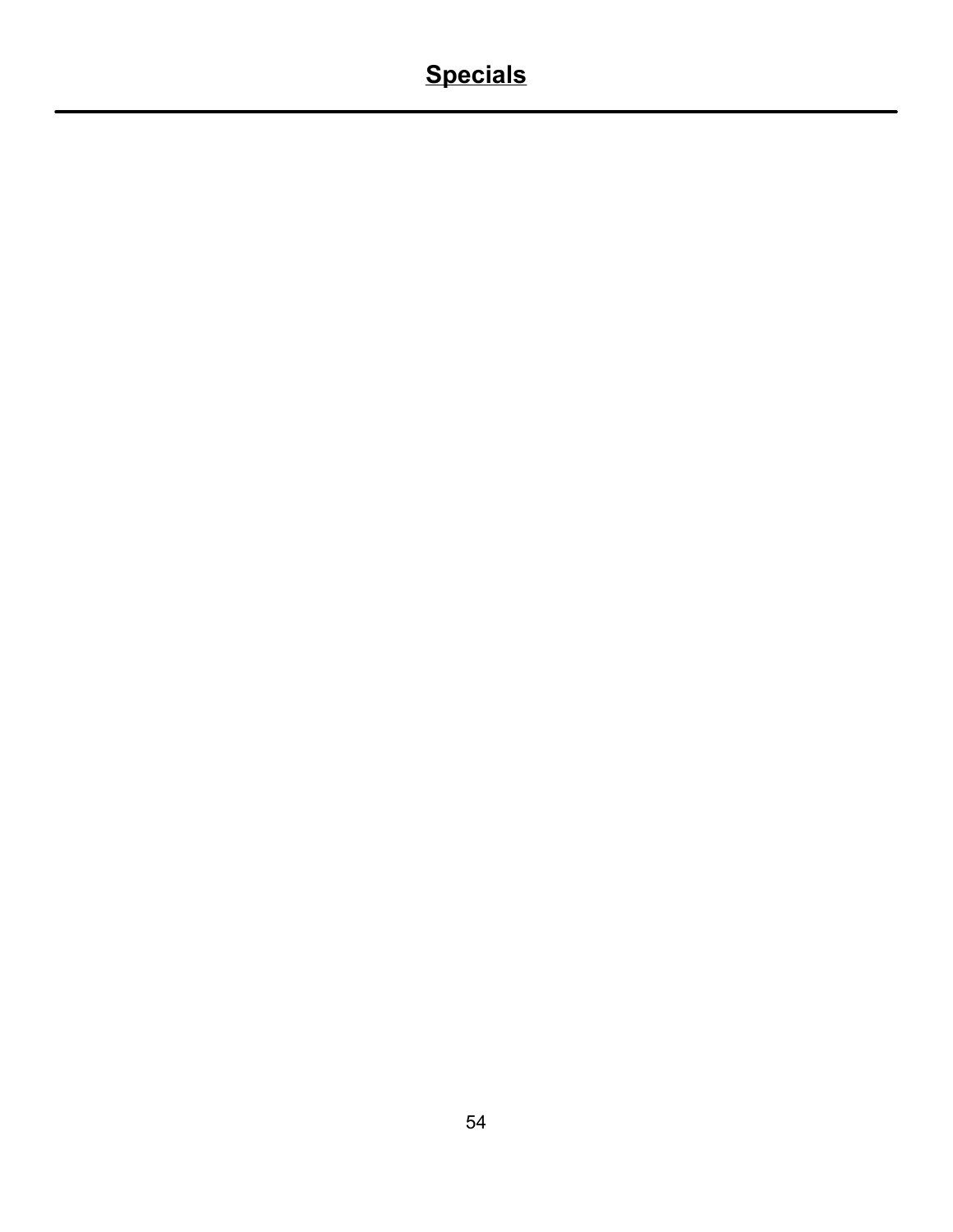# Specials

---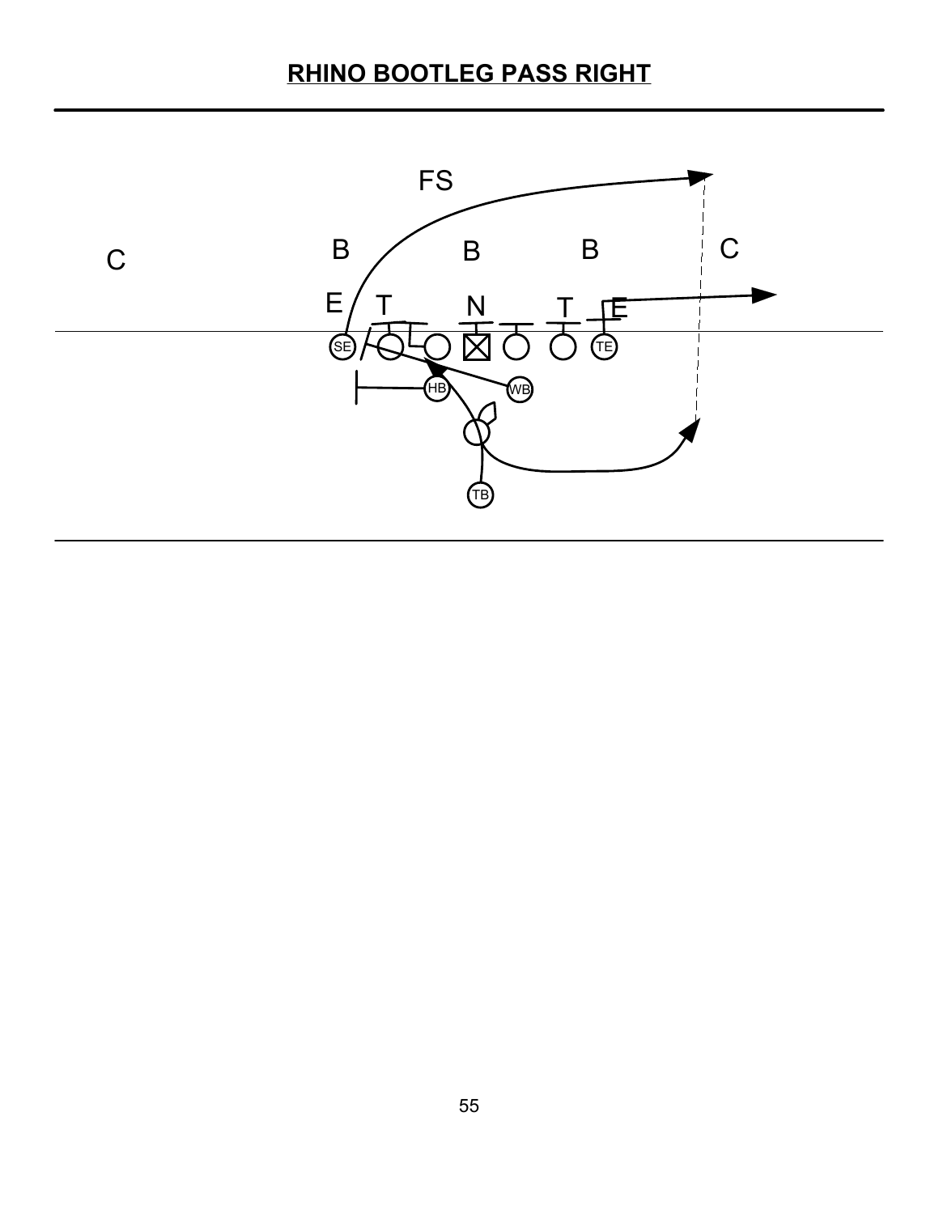# RHINO BOOTLEG PASS RIGHT

FS

C B B B C

E T N T E

SE TE

HB WB

TB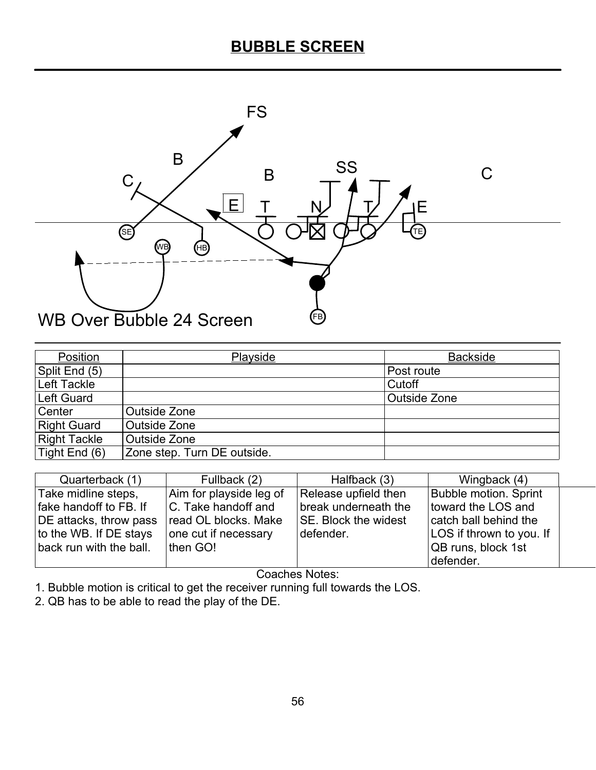# BUBBLE SCREEN

FS

B

B

SS

C

C

E

T

N

T

E

SE

WB

HB

TE

FB

WB Over Bubble 24 Screen

| Position | Playside | Backside |
|---|---|---|
| Split End (5) | | Post route |
| Left Tackle | | Cutoff |
| Left Guard | | Outside Zone |
| Center | Outside Zone | |
| Right Guard | Outside Zone | |
| Right Tackle | Outside Zone | |
| Tight End (6) | Zone step. Turn DE outside. | |

| Quarterback (1) | Fullback (2) | Halfback (3) | Wingback (4) |
|---|---|---|---|
| Take midline steps, fake handoff to FB. If DE attacks, throw pass to the WB. If DE stays back run with the ball. | Aim for playside leg of C. Take handoff and read OL blocks. Make one cut if necessary then GO! | Release upfield then break underneath the SE. Block the widest defender. | Bubble motion. Sprint toward the LOS and catch ball behind the LOS if thrown to you. If QB runs, block 1st defender. |

Coaches Notes:

1. Bubble motion is critical to get the receiver running full towards the LOS.
2. QB has to be able to read the play of the DE.